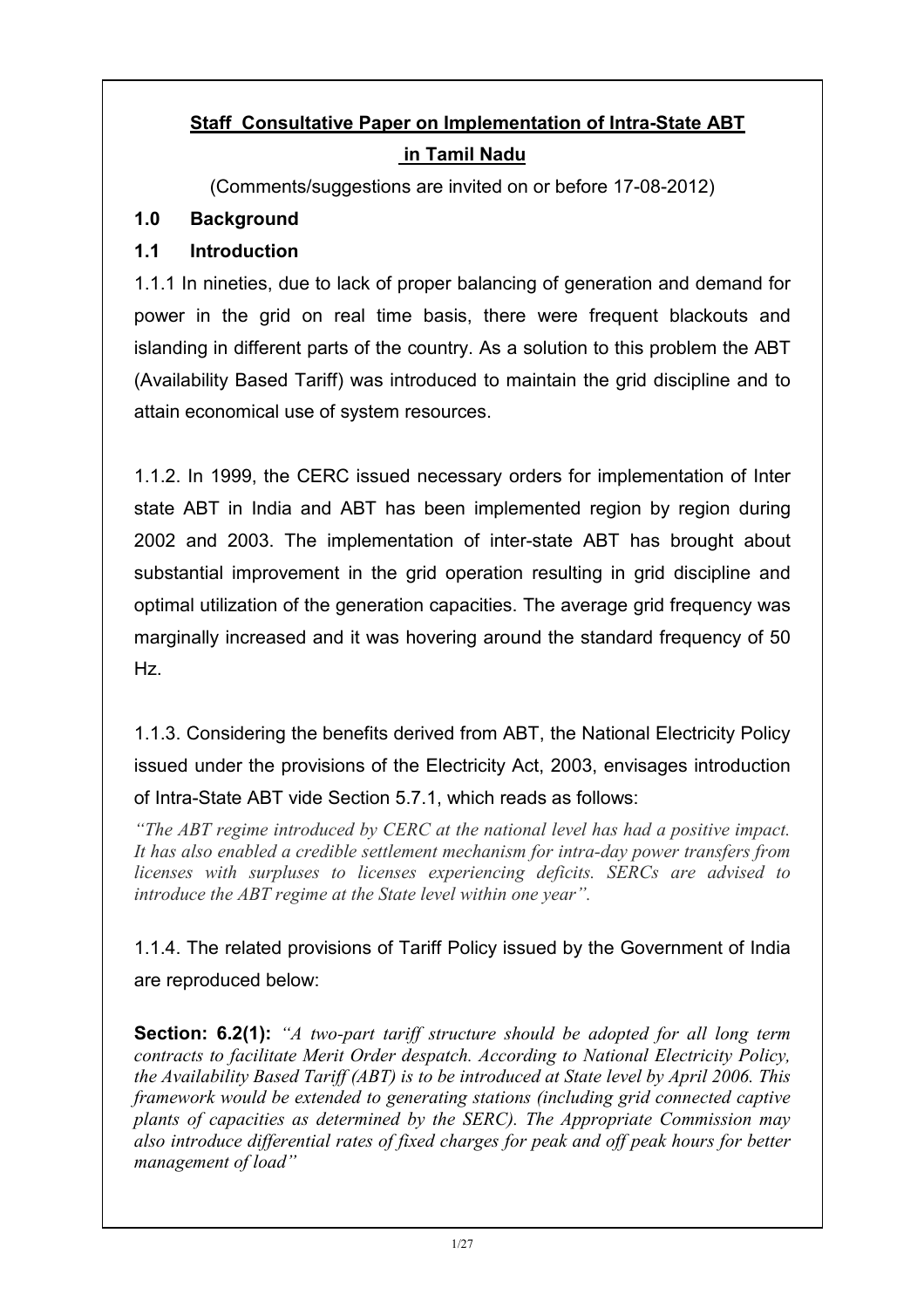# Staff Consultative Paper on Implementation of Intra-State ABT in Tamil Nadu

(Comments/suggestions are invited on or before 17-08-2012)

## 1.0 Background

### 1.1 Introduction

1.1.1 In nineties, due to lack of proper balancing of generation and demand for power in the grid on real time basis, there were frequent blackouts and islanding in different parts of the country. As a solution to this problem the ABT (Availability Based Tariff) was introduced to maintain the grid discipline and to attain economical use of system resources.

1.1.2. In 1999, the CERC issued necessary orders for implementation of Inter state ABT in India and ABT has been implemented region by region during 2002 and 2003. The implementation of inter-state ABT has brought about substantial improvement in the grid operation resulting in grid discipline and optimal utilization of the generation capacities. The average grid frequency was marginally increased and it was hovering around the standard frequency of 50 Hz.

1.1.3. Considering the benefits derived from ABT, the National Electricity Policy issued under the provisions of the Electricity Act, 2003, envisages introduction of Intra-State ABT vide Section 5.7.1, which reads as follows:

*"The ABT regime introduced by CERC at the national level has had a positive impact. It has also enabled a credible settlement mechanism for intra-day power transfers from licenses with surpluses to licenses experiencing deficits. SERCs are advised to introduce the ABT regime at the State level within one year".*

1.1.4. The related provisions of Tariff Policy issued by the Government of India are reproduced below:

**Section: 6.2(1):** *"A two-part tariff structure should be adopted for all long term contracts to facilitate Merit Order despatch. According to National Electricity Policy, the Availability Based Tariff (ABT) is to be introduced at State level by April 2006. This framework would be extended to generating stations (including grid connected captive plants of capacities as determined by the SERC). The Appropriate Commission may also introduce differential rates of fixed charges for peak and off peak hours for better management of load"*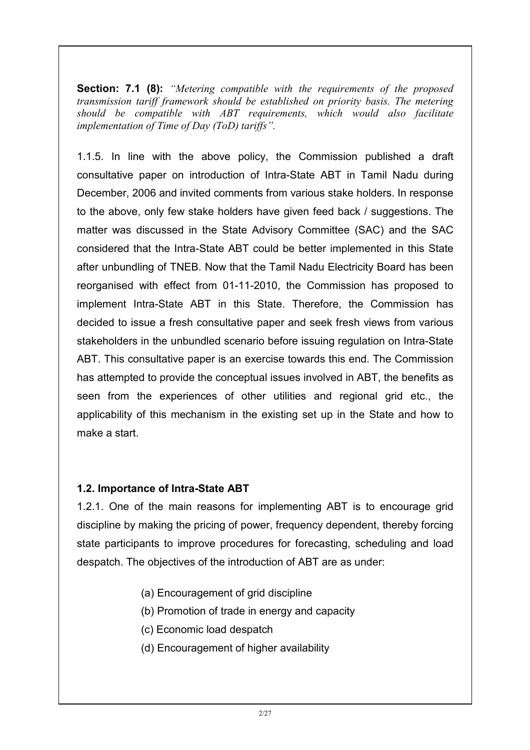**Section: 7.1 (8):** *"Metering compatible with the requirements of the proposed transmission tariff framework should be established on priority basis. The metering should be compatible with ABT requirements, which would also facilitate implementation of Time of Day (ToD) tariffs".*

1.1.5. In line with the above policy, the Commission published a draft consultative paper on introduction of Intra-State ABT in Tamil Nadu during December, 2006 and invited comments from various stake holders. In response to the above, only few stake holders have given feed back / suggestions. The matter was discussed in the State Advisory Committee (SAC) and the SAC considered that the Intra-State ABT could be better implemented in this State after unbundling of TNEB. Now that the Tamil Nadu Electricity Board has been reorganised with effect from 01-11-2010, the Commission has proposed to implement Intra-State ABT in this State. Therefore, the Commission has decided to issue a fresh consultative paper and seek fresh views from various stakeholders in the unbundled scenario before issuing regulation on Intra-State ABT. This consultative paper is an exercise towards this end. The Commission has attempted to provide the conceptual issues involved in ABT, the benefits as seen from the experiences of other utilities and regional grid etc., the applicability of this mechanism in the existing set up in the State and how to make a start.

### 1.2. Importance of Intra-State ABT

1.2.1. One of the main reasons for implementing ABT is to encourage grid discipline by making the pricing of power, frequency dependent, thereby forcing state participants to improve procedures for forecasting, scheduling and load despatch. The objectives of the introduction of ABT are as under:

(a) Encouragement of grid discipline
(b) Promotion of trade in energy and capacity
(c) Economic load despatch
(d) Encouragement of higher availability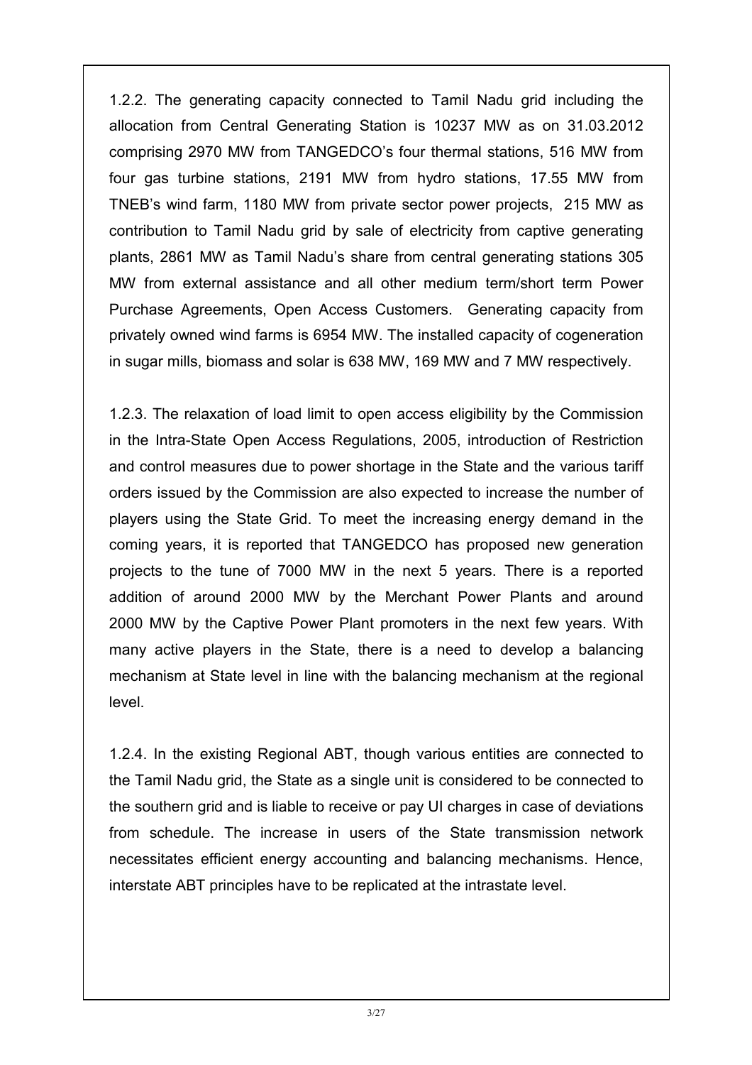1.2.2. The generating capacity connected to Tamil Nadu grid including the allocation from Central Generating Station is 10237 MW as on 31.03.2012 comprising 2970 MW from TANGEDCO's four thermal stations, 516 MW from four gas turbine stations, 2191 MW from hydro stations, 17.55 MW from TNEB's wind farm, 1180 MW from private sector power projects, 215 MW as contribution to Tamil Nadu grid by sale of electricity from captive generating plants, 2861 MW as Tamil Nadu's share from central generating stations 305 MW from external assistance and all other medium term/short term Power Purchase Agreements, Open Access Customers. Generating capacity from privately owned wind farms is 6954 MW. The installed capacity of cogeneration in sugar mills, biomass and solar is 638 MW, 169 MW and 7 MW respectively.

1.2.3. The relaxation of load limit to open access eligibility by the Commission in the Intra-State Open Access Regulations, 2005, introduction of Restriction and control measures due to power shortage in the State and the various tariff orders issued by the Commission are also expected to increase the number of players using the State Grid. To meet the increasing energy demand in the coming years, it is reported that TANGEDCO has proposed new generation projects to the tune of 7000 MW in the next 5 years. There is a reported addition of around 2000 MW by the Merchant Power Plants and around 2000 MW by the Captive Power Plant promoters in the next few years. With many active players in the State, there is a need to develop a balancing mechanism at State level in line with the balancing mechanism at the regional level.

1.2.4. In the existing Regional ABT, though various entities are connected to the Tamil Nadu grid, the State as a single unit is considered to be connected to the southern grid and is liable to receive or pay UI charges in case of deviations from schedule. The increase in users of the State transmission network necessitates efficient energy accounting and balancing mechanisms. Hence, interstate ABT principles have to be replicated at the intrastate level.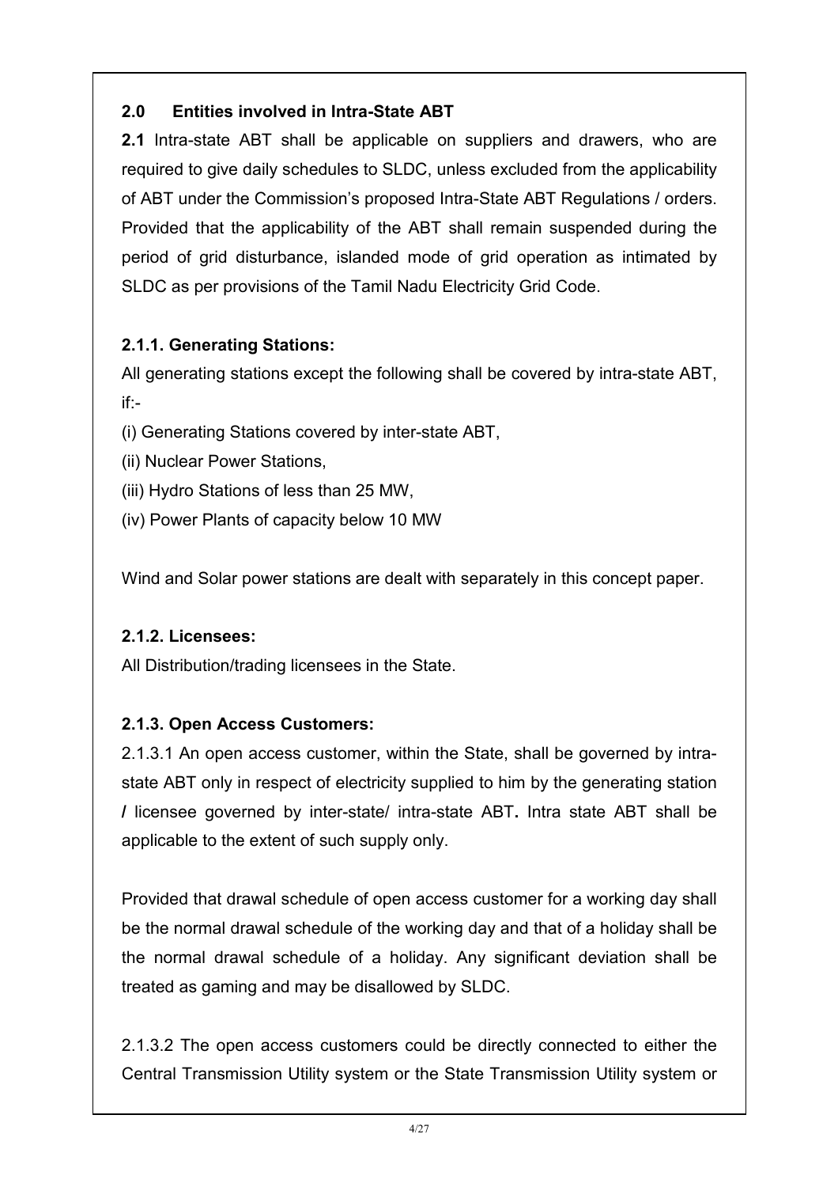## 2.0 Entities involved in Intra-State ABT

**2.1** Intra-state ABT shall be applicable on suppliers and drawers, who are required to give daily schedules to SLDC, unless excluded from the applicability of ABT under the Commission's proposed Intra-State ABT Regulations / orders. Provided that the applicability of the ABT shall remain suspended during the period of grid disturbance, islanded mode of grid operation as intimated by SLDC as per provisions of the Tamil Nadu Electricity Grid Code.

### 2.1.1. Generating Stations:

All generating stations except the following shall be covered by intra-state ABT, if:-

(i) Generating Stations covered by inter-state ABT,

(ii) Nuclear Power Stations,

(iii) Hydro Stations of less than 25 MW,

(iv) Power Plants of capacity below 10 MW

Wind and Solar power stations are dealt with separately in this concept paper.

### 2.1.2. Licensees:

All Distribution/trading licensees in the State.

### 2.1.3. Open Access Customers:

2.1.3.1 An open access customer, within the State, shall be governed by intra-state ABT only in respect of electricity supplied to him by the generating station **/** licensee governed by inter-state/ intra-state ABT**.** Intra state ABT shall be applicable to the extent of such supply only.

Provided that drawal schedule of open access customer for a working day shall be the normal drawal schedule of the working day and that of a holiday shall be the normal drawal schedule of a holiday. Any significant deviation shall be treated as gaming and may be disallowed by SLDC.

2.1.3.2 The open access customers could be directly connected to either the Central Transmission Utility system or the State Transmission Utility system or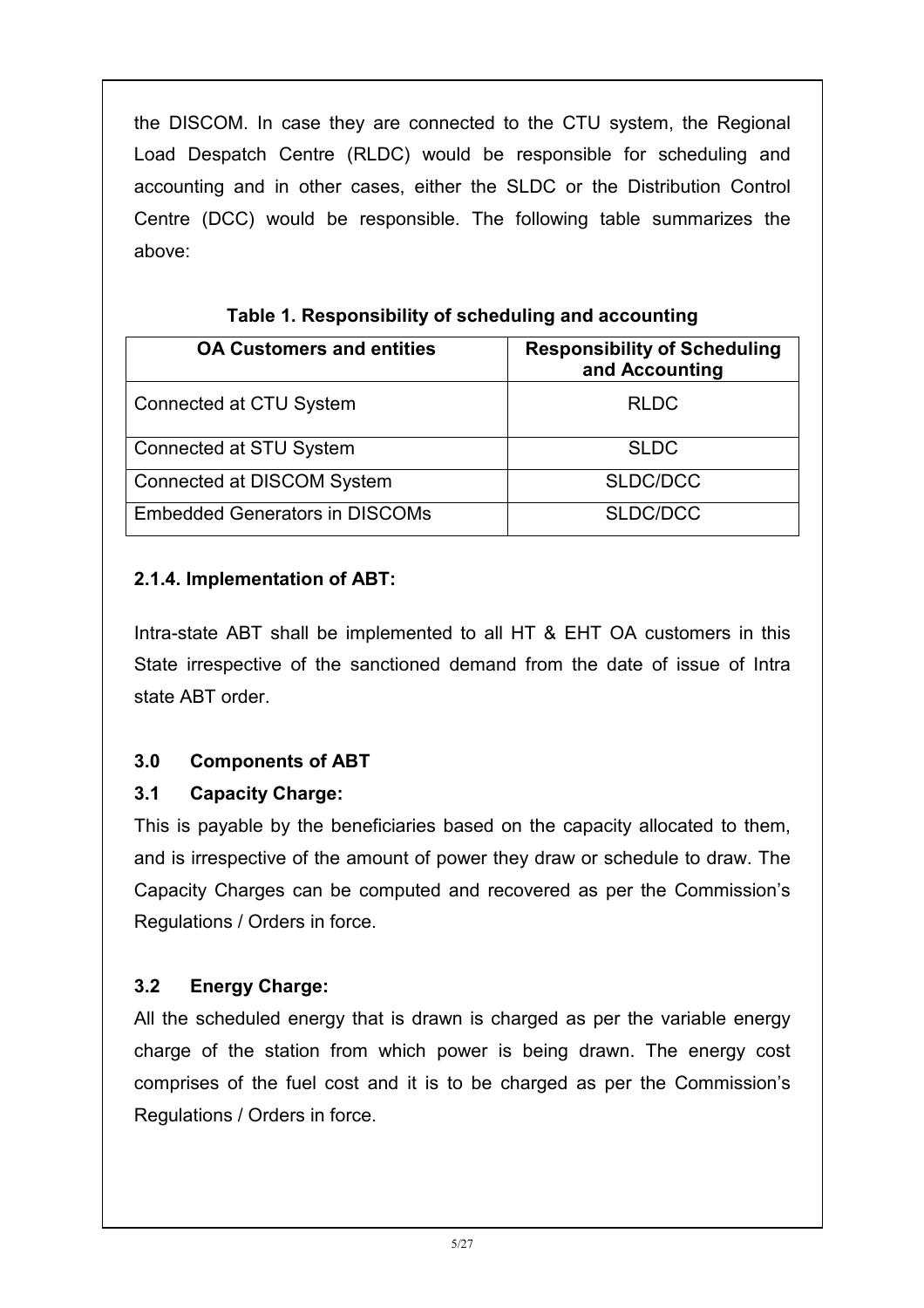the DISCOM. In case they are connected to the CTU system, the Regional Load Despatch Centre (RLDC) would be responsible for scheduling and accounting and in other cases, either the SLDC or the Distribution Control Centre (DCC) would be responsible. The following table summarizes the above:

**Table 1. Responsibility of scheduling and accounting**

| OA Customers and entities | Responsibility of Scheduling and Accounting |
| --- | --- |
| Connected at CTU System | RLDC |
| Connected at STU System | SLDC |
| Connected at DISCOM System | SLDC/DCC |
| Embedded Generators in DISCOMs | SLDC/DCC |

#### 2.1.4. Implementation of ABT:

Intra-state ABT shall be implemented to all HT & EHT OA customers in this State irrespective of the sanctioned demand from the date of issue of Intra state ABT order.

## 3.0 Components of ABT

### 3.1 Capacity Charge:

This is payable by the beneficiaries based on the capacity allocated to them, and is irrespective of the amount of power they draw or schedule to draw. The Capacity Charges can be computed and recovered as per the Commission's Regulations / Orders in force.

### 3.2 Energy Charge:

All the scheduled energy that is drawn is charged as per the variable energy charge of the station from which power is being drawn. The energy cost comprises of the fuel cost and it is to be charged as per the Commission's Regulations / Orders in force.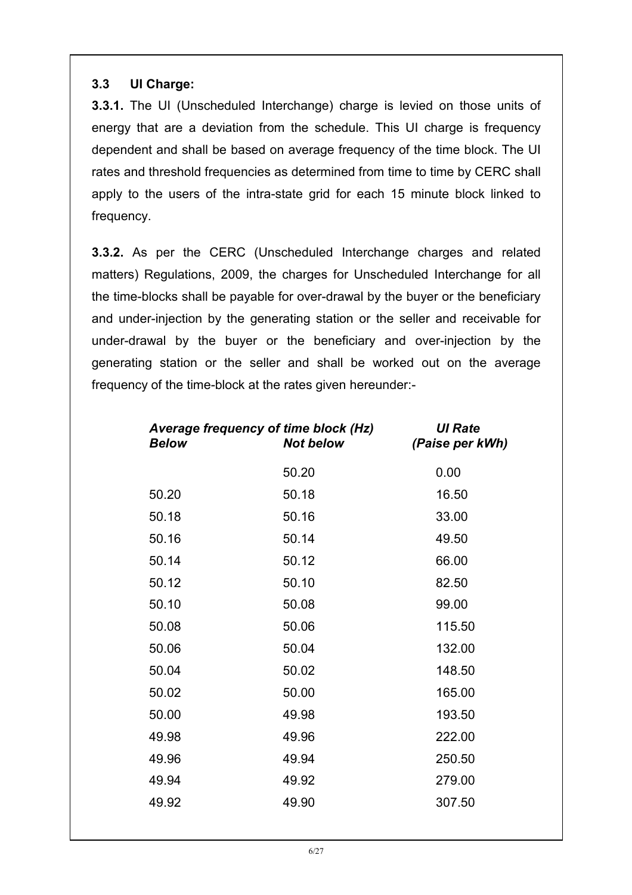### 3.3 UI Charge:

**3.3.1.** The UI (Unscheduled Interchange) charge is levied on those units of energy that are a deviation from the schedule. This UI charge is frequency dependent and shall be based on average frequency of the time block. The UI rates and threshold frequencies as determined from time to time by CERC shall apply to the users of the intra-state grid for each 15 minute block linked to frequency.

**3.3.2.** As per the CERC (Unscheduled Interchange charges and related matters) Regulations, 2009, the charges for Unscheduled Interchange for all the time-blocks shall be payable for over-drawal by the buyer or the beneficiary and under-injection by the generating station or the seller and receivable for under-drawal by the buyer or the beneficiary and over-injection by the generating station or the seller and shall be worked out on the average frequency of the time-block at the rates given hereunder:-

| *Average frequency of time block (Hz)* | | *UI Rate* |
|---|---|---|
| *Below* | *Not below* | *(Paise per kWh)* |
| | 50.20 | 0.00 |
| 50.20 | 50.18 | 16.50 |
| 50.18 | 50.16 | 33.00 |
| 50.16 | 50.14 | 49.50 |
| 50.14 | 50.12 | 66.00 |
| 50.12 | 50.10 | 82.50 |
| 50.10 | 50.08 | 99.00 |
| 50.08 | 50.06 | 115.50 |
| 50.06 | 50.04 | 132.00 |
| 50.04 | 50.02 | 148.50 |
| 50.02 | 50.00 | 165.00 |
| 50.00 | 49.98 | 193.50 |
| 49.98 | 49.96 | 222.00 |
| 49.96 | 49.94 | 250.50 |
| 49.94 | 49.92 | 279.00 |
| 49.92 | 49.90 | 307.50 |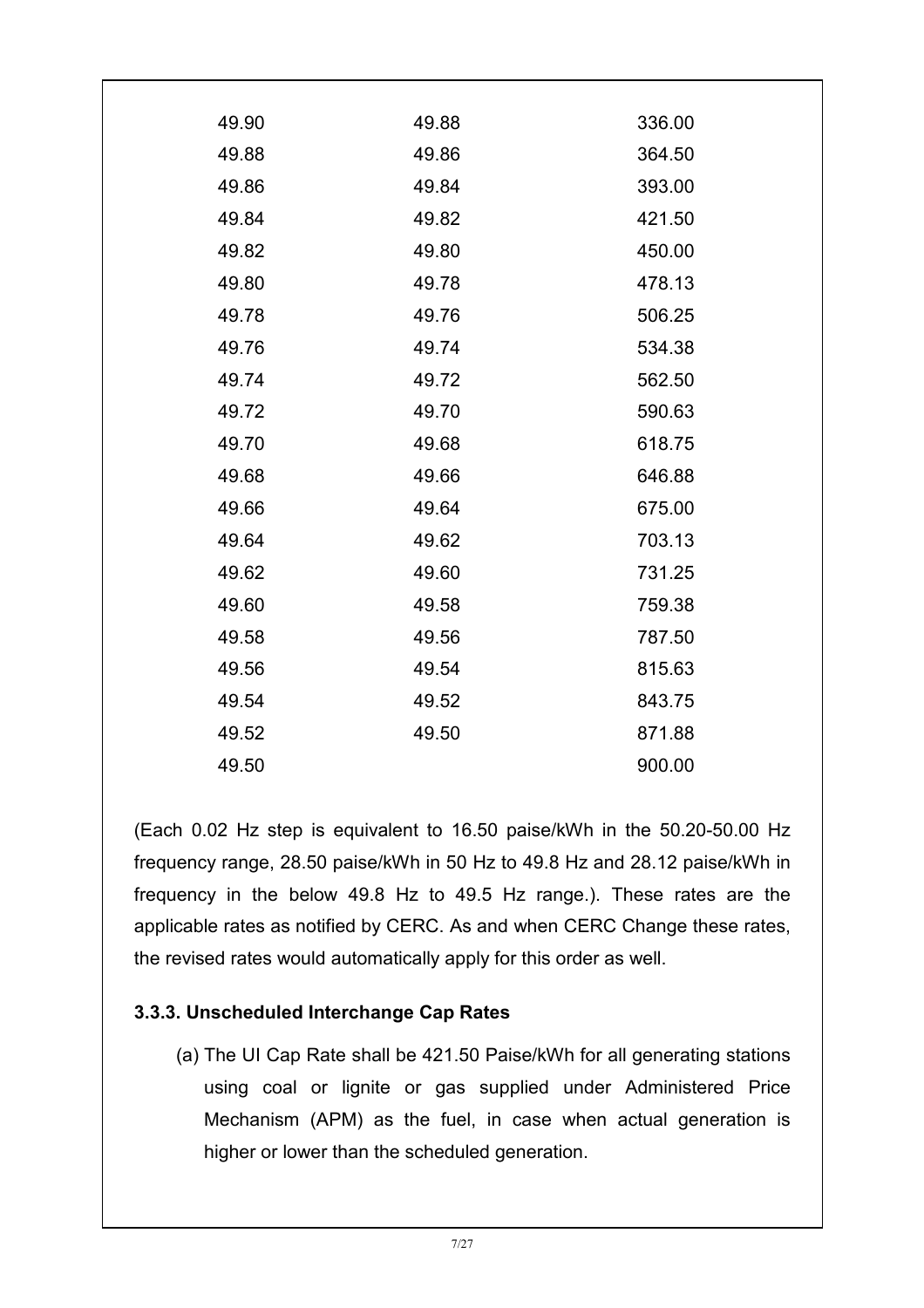| | | |
|---|---|---|
| 49.90 | 49.88 | 336.00 |
| 49.88 | 49.86 | 364.50 |
| 49.86 | 49.84 | 393.00 |
| 49.84 | 49.82 | 421.50 |
| 49.82 | 49.80 | 450.00 |
| 49.80 | 49.78 | 478.13 |
| 49.78 | 49.76 | 506.25 |
| 49.76 | 49.74 | 534.38 |
| 49.74 | 49.72 | 562.50 |
| 49.72 | 49.70 | 590.63 |
| 49.70 | 49.68 | 618.75 |
| 49.68 | 49.66 | 646.88 |
| 49.66 | 49.64 | 675.00 |
| 49.64 | 49.62 | 703.13 |
| 49.62 | 49.60 | 731.25 |
| 49.60 | 49.58 | 759.38 |
| 49.58 | 49.56 | 787.50 |
| 49.56 | 49.54 | 815.63 |
| 49.54 | 49.52 | 843.75 |
| 49.52 | 49.50 | 871.88 |
| 49.50 | | 900.00 |

(Each 0.02 Hz step is equivalent to 16.50 paise/kWh in the 50.20-50.00 Hz frequency range, 28.50 paise/kWh in 50 Hz to 49.8 Hz and 28.12 paise/kWh in frequency in the below 49.8 Hz to 49.5 Hz range.). These rates are the applicable rates as notified by CERC. As and when CERC Change these rates, the revised rates would automatically apply for this order as well.

### 3.3.3. Unscheduled Interchange Cap Rates

(a) The UI Cap Rate shall be 421.50 Paise/kWh for all generating stations using coal or lignite or gas supplied under Administered Price Mechanism (APM) as the fuel, in case when actual generation is higher or lower than the scheduled generation.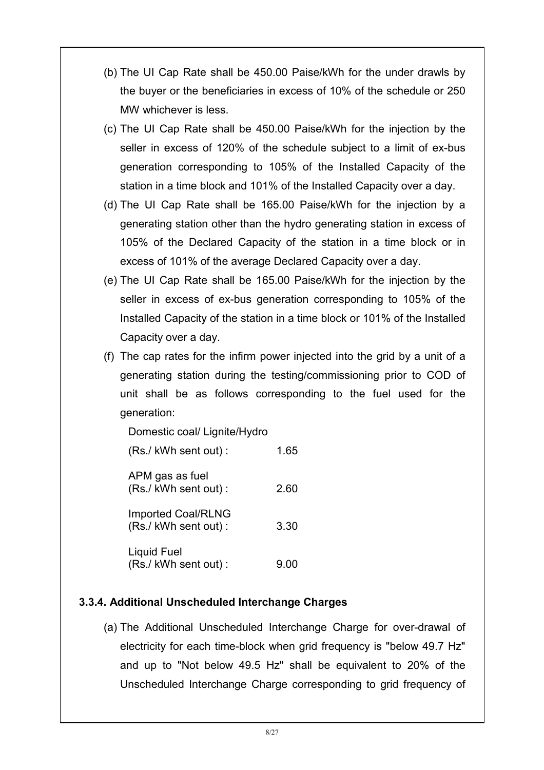(b) The UI Cap Rate shall be 450.00 Paise/kWh for the under drawls by the buyer or the beneficiaries in excess of 10% of the schedule or 250 MW whichever is less.

(c) The UI Cap Rate shall be 450.00 Paise/kWh for the injection by the seller in excess of 120% of the schedule subject to a limit of ex-bus generation corresponding to 105% of the Installed Capacity of the station in a time block and 101% of the Installed Capacity over a day.

(d) The UI Cap Rate shall be 165.00 Paise/kWh for the injection by a generating station other than the hydro generating station in excess of 105% of the Declared Capacity of the station in a time block or in excess of 101% of the average Declared Capacity over a day.

(e) The UI Cap Rate shall be 165.00 Paise/kWh for the injection by the seller in excess of ex-bus generation corresponding to 105% of the Installed Capacity of the station in a time block or 101% of the Installed Capacity over a day.

(f) The cap rates for the infirm power injected into the grid by a unit of a generating station during the testing/commissioning prior to COD of unit shall be as follows corresponding to the fuel used for the generation:

| | |
|---|---|
| Domestic coal/ Lignite/Hydro (Rs./ kWh sent out) : | 1.65 |
| APM gas as fuel (Rs./ kWh sent out) : | 2.60 |
| Imported Coal/RLNG (Rs./ kWh sent out) : | 3.30 |
| Liquid Fuel (Rs./ kWh sent out) : | 9.00 |

### 3.3.4. Additional Unscheduled Interchange Charges

(a) The Additional Unscheduled Interchange Charge for over-drawal of electricity for each time-block when grid frequency is "below 49.7 Hz" and up to "Not below 49.5 Hz" shall be equivalent to 20% of the Unscheduled Interchange Charge corresponding to grid frequency of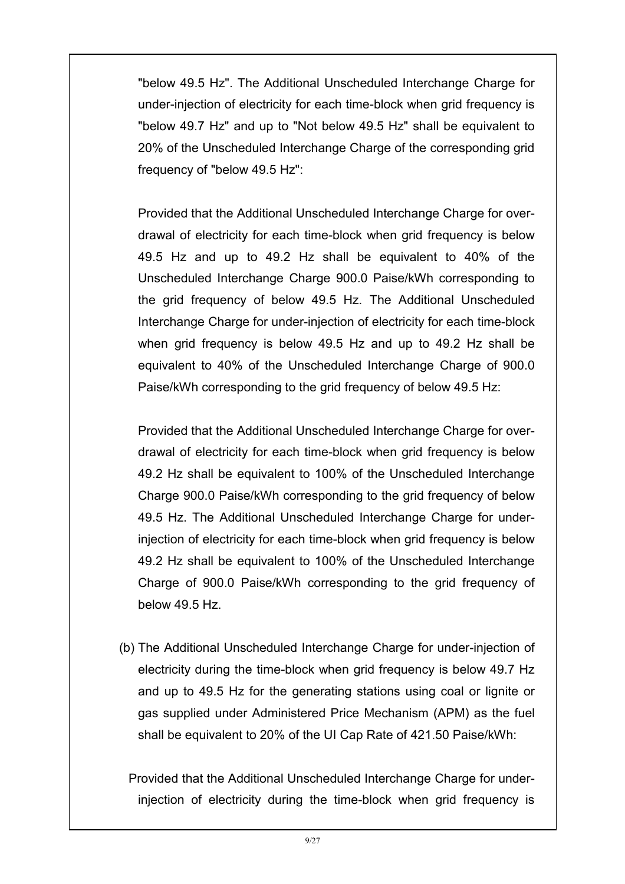"below 49.5 Hz". The Additional Unscheduled Interchange Charge for under-injection of electricity for each time-block when grid frequency is "below 49.7 Hz" and up to "Not below 49.5 Hz" shall be equivalent to 20% of the Unscheduled Interchange Charge of the corresponding grid frequency of "below 49.5 Hz":

Provided that the Additional Unscheduled Interchange Charge for over-drawal of electricity for each time-block when grid frequency is below 49.5 Hz and up to 49.2 Hz shall be equivalent to 40% of the Unscheduled Interchange Charge 900.0 Paise/kWh corresponding to the grid frequency of below 49.5 Hz. The Additional Unscheduled Interchange Charge for under-injection of electricity for each time-block when grid frequency is below 49.5 Hz and up to 49.2 Hz shall be equivalent to 40% of the Unscheduled Interchange Charge of 900.0 Paise/kWh corresponding to the grid frequency of below 49.5 Hz:

Provided that the Additional Unscheduled Interchange Charge for over-drawal of electricity for each time-block when grid frequency is below 49.2 Hz shall be equivalent to 100% of the Unscheduled Interchange Charge 900.0 Paise/kWh corresponding to the grid frequency of below 49.5 Hz. The Additional Unscheduled Interchange Charge for under-injection of electricity for each time-block when grid frequency is below 49.2 Hz shall be equivalent to 100% of the Unscheduled Interchange Charge of 900.0 Paise/kWh corresponding to the grid frequency of below 49.5 Hz.

(b) The Additional Unscheduled Interchange Charge for under-injection of electricity during the time-block when grid frequency is below 49.7 Hz and up to 49.5 Hz for the generating stations using coal or lignite or gas supplied under Administered Price Mechanism (APM) as the fuel shall be equivalent to 20% of the UI Cap Rate of 421.50 Paise/kWh:

Provided that the Additional Unscheduled Interchange Charge for under-injection of electricity during the time-block when grid frequency is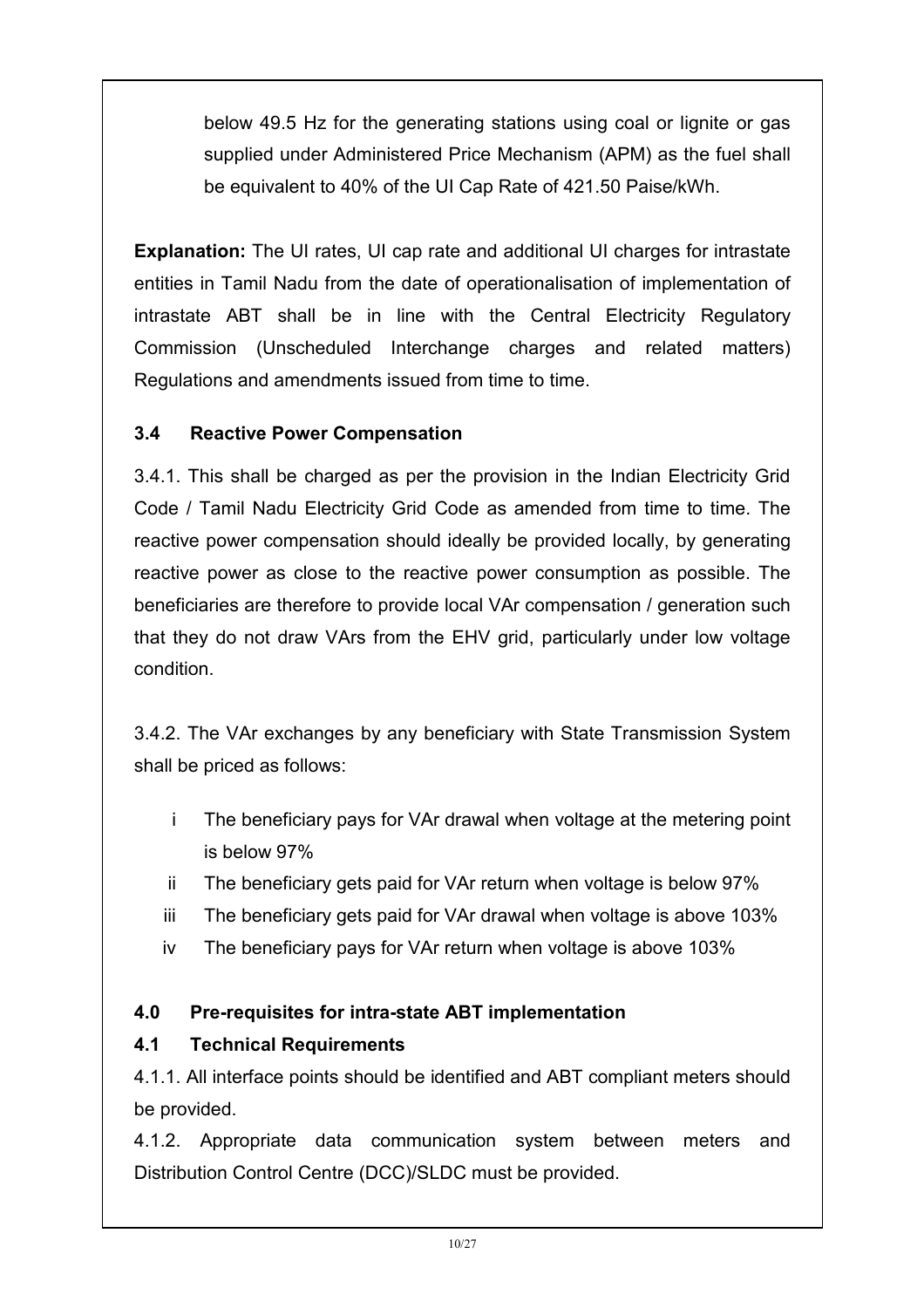below 49.5 Hz for the generating stations using coal or lignite or gas supplied under Administered Price Mechanism (APM) as the fuel shall be equivalent to 40% of the UI Cap Rate of 421.50 Paise/kWh.

**Explanation:** The UI rates, UI cap rate and additional UI charges for intrastate entities in Tamil Nadu from the date of operationalisation of implementation of intrastate ABT shall be in line with the Central Electricity Regulatory Commission (Unscheduled Interchange charges and related matters) Regulations and amendments issued from time to time.

### 3.4 Reactive Power Compensation

3.4.1. This shall be charged as per the provision in the Indian Electricity Grid Code / Tamil Nadu Electricity Grid Code as amended from time to time. The reactive power compensation should ideally be provided locally, by generating reactive power as close to the reactive power consumption as possible. The beneficiaries are therefore to provide local VAr compensation / generation such that they do not draw VArs from the EHV grid, particularly under low voltage condition.

3.4.2. The VAr exchanges by any beneficiary with State Transmission System shall be priced as follows:

- i The beneficiary pays for VAr drawal when voltage at the metering point is below 97%
- ii The beneficiary gets paid for VAr return when voltage is below 97%
- iii The beneficiary gets paid for VAr drawal when voltage is above 103%
- iv The beneficiary pays for VAr return when voltage is above 103%

## 4.0 Pre-requisites for intra-state ABT implementation

### 4.1 Technical Requirements

4.1.1. All interface points should be identified and ABT compliant meters should be provided.

4.1.2. Appropriate data communication system between meters and Distribution Control Centre (DCC)/SLDC must be provided.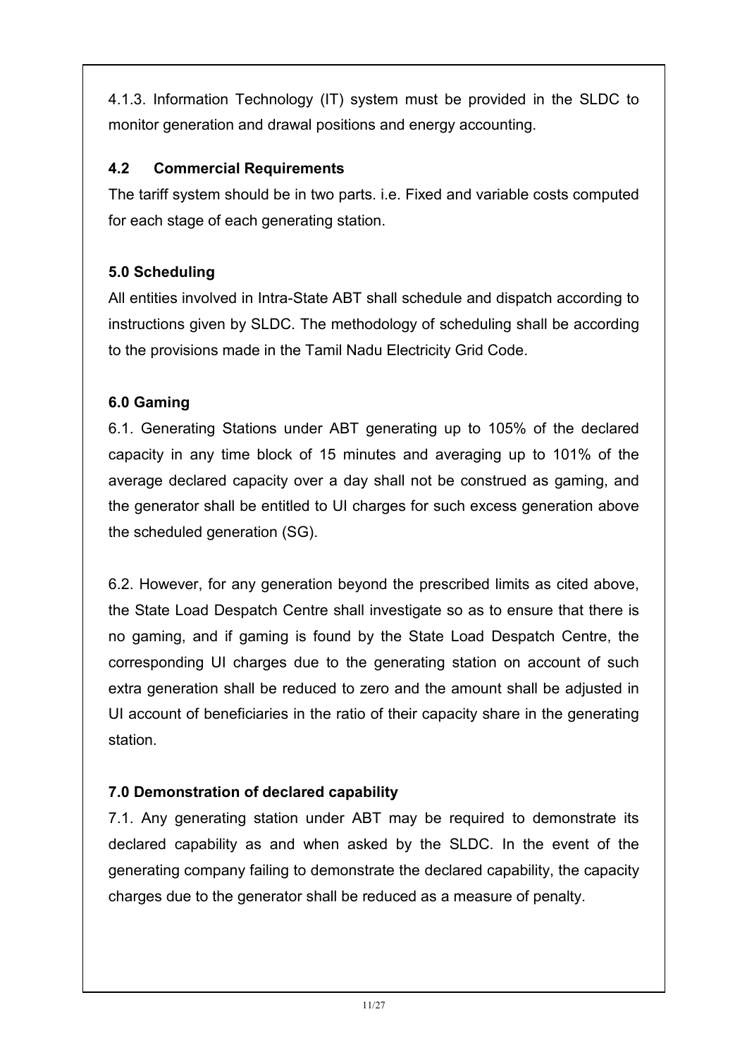4.1.3. Information Technology (IT) system must be provided in the SLDC to monitor generation and drawal positions and energy accounting.

### 4.2 Commercial Requirements

The tariff system should be in two parts. i.e. Fixed and variable costs computed for each stage of each generating station.

### 5.0 Scheduling

All entities involved in Intra-State ABT shall schedule and dispatch according to instructions given by SLDC. The methodology of scheduling shall be according to the provisions made in the Tamil Nadu Electricity Grid Code.

### 6.0 Gaming

6.1. Generating Stations under ABT generating up to 105% of the declared capacity in any time block of 15 minutes and averaging up to 101% of the average declared capacity over a day shall not be construed as gaming, and the generator shall be entitled to UI charges for such excess generation above the scheduled generation (SG).

6.2. However, for any generation beyond the prescribed limits as cited above, the State Load Despatch Centre shall investigate so as to ensure that there is no gaming, and if gaming is found by the State Load Despatch Centre, the corresponding UI charges due to the generating station on account of such extra generation shall be reduced to zero and the amount shall be adjusted in UI account of beneficiaries in the ratio of their capacity share in the generating station.

### 7.0 Demonstration of declared capability

7.1. Any generating station under ABT may be required to demonstrate its declared capability as and when asked by the SLDC. In the event of the generating company failing to demonstrate the declared capability, the capacity charges due to the generator shall be reduced as a measure of penalty.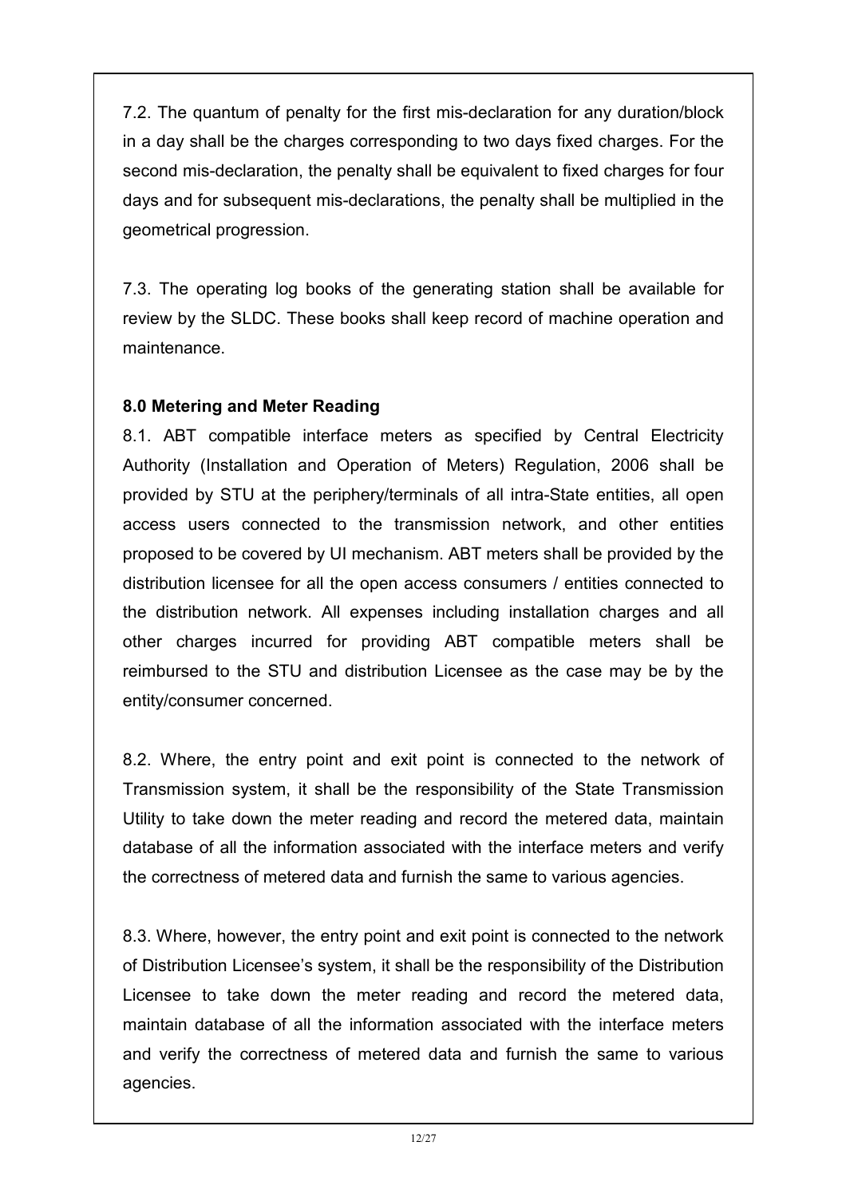7.2. The quantum of penalty for the first mis-declaration for any duration/block in a day shall be the charges corresponding to two days fixed charges. For the second mis-declaration, the penalty shall be equivalent to fixed charges for four days and for subsequent mis-declarations, the penalty shall be multiplied in the geometrical progression.

7.3. The operating log books of the generating station shall be available for review by the SLDC. These books shall keep record of machine operation and maintenance.

**8.0 Metering and Meter Reading**

8.1. ABT compatible interface meters as specified by Central Electricity Authority (Installation and Operation of Meters) Regulation, 2006 shall be provided by STU at the periphery/terminals of all intra-State entities, all open access users connected to the transmission network, and other entities proposed to be covered by UI mechanism. ABT meters shall be provided by the distribution licensee for all the open access consumers / entities connected to the distribution network. All expenses including installation charges and all other charges incurred for providing ABT compatible meters shall be reimbursed to the STU and distribution Licensee as the case may be by the entity/consumer concerned.

8.2. Where, the entry point and exit point is connected to the network of Transmission system, it shall be the responsibility of the State Transmission Utility to take down the meter reading and record the metered data, maintain database of all the information associated with the interface meters and verify the correctness of metered data and furnish the same to various agencies.

8.3. Where, however, the entry point and exit point is connected to the network of Distribution Licensee's system, it shall be the responsibility of the Distribution Licensee to take down the meter reading and record the metered data, maintain database of all the information associated with the interface meters and verify the correctness of metered data and furnish the same to various agencies.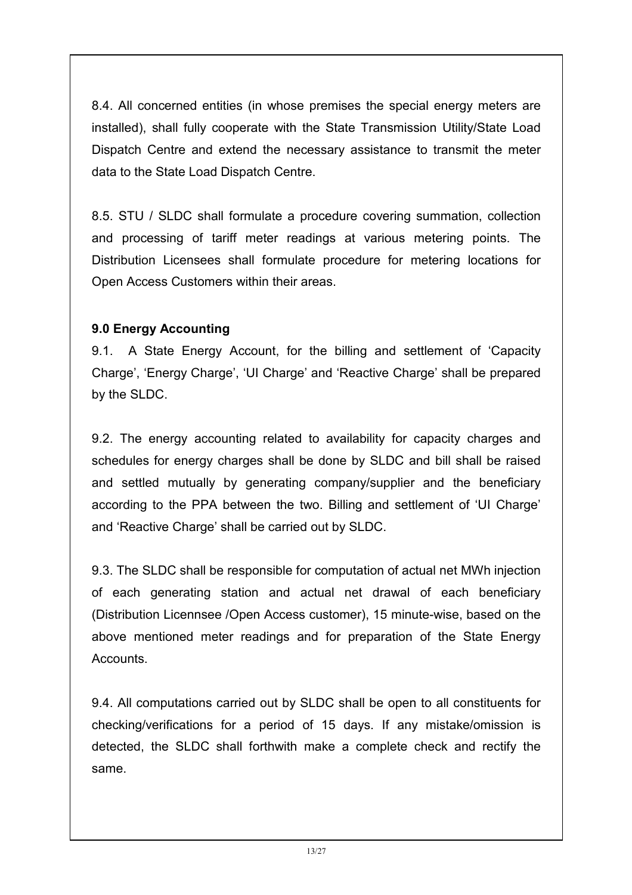8.4. All concerned entities (in whose premises the special energy meters are installed), shall fully cooperate with the State Transmission Utility/State Load Dispatch Centre and extend the necessary assistance to transmit the meter data to the State Load Dispatch Centre.

8.5. STU / SLDC shall formulate a procedure covering summation, collection and processing of tariff meter readings at various metering points. The Distribution Licensees shall formulate procedure for metering locations for Open Access Customers within their areas.

**9.0 Energy Accounting**

9.1. A State Energy Account, for the billing and settlement of 'Capacity Charge', 'Energy Charge', 'UI Charge' and 'Reactive Charge' shall be prepared by the SLDC.

9.2. The energy accounting related to availability for capacity charges and schedules for energy charges shall be done by SLDC and bill shall be raised and settled mutually by generating company/supplier and the beneficiary according to the PPA between the two. Billing and settlement of 'UI Charge' and 'Reactive Charge' shall be carried out by SLDC.

9.3. The SLDC shall be responsible for computation of actual net MWh injection of each generating station and actual net drawal of each beneficiary (Distribution Licennsee /Open Access customer), 15 minute-wise, based on the above mentioned meter readings and for preparation of the State Energy Accounts.

9.4. All computations carried out by SLDC shall be open to all constituents for checking/verifications for a period of 15 days. If any mistake/omission is detected, the SLDC shall forthwith make a complete check and rectify the same.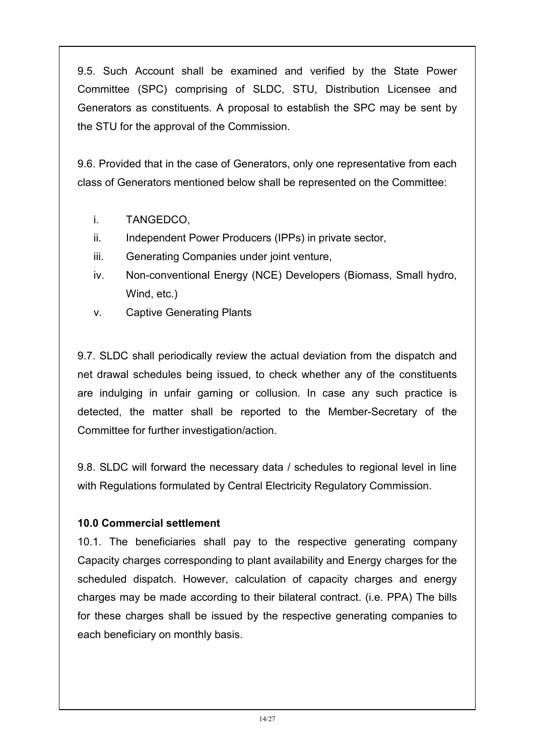9.5. Such Account shall be examined and verified by the State Power Committee (SPC) comprising of SLDC, STU, Distribution Licensee and Generators as constituents. A proposal to establish the SPC may be sent by the STU for the approval of the Commission.

9.6. Provided that in the case of Generators, only one representative from each class of Generators mentioned below shall be represented on the Committee:

i. TANGEDCO,
ii. Independent Power Producers (IPPs) in private sector,
iii. Generating Companies under joint venture,
iv. Non-conventional Energy (NCE) Developers (Biomass, Small hydro, Wind, etc.)
v. Captive Generating Plants

9.7. SLDC shall periodically review the actual deviation from the dispatch and net drawal schedules being issued, to check whether any of the constituents are indulging in unfair gaming or collusion. In case any such practice is detected, the matter shall be reported to the Member-Secretary of the Committee for further investigation/action.

9.8. SLDC will forward the necessary data / schedules to regional level in line with Regulations formulated by Central Electricity Regulatory Commission.

**10.0 Commercial settlement**

10.1. The beneficiaries shall pay to the respective generating company Capacity charges corresponding to plant availability and Energy charges for the scheduled dispatch. However, calculation of capacity charges and energy charges may be made according to their bilateral contract. (i.e. PPA) The bills for these charges shall be issued by the respective generating companies to each beneficiary on monthly basis.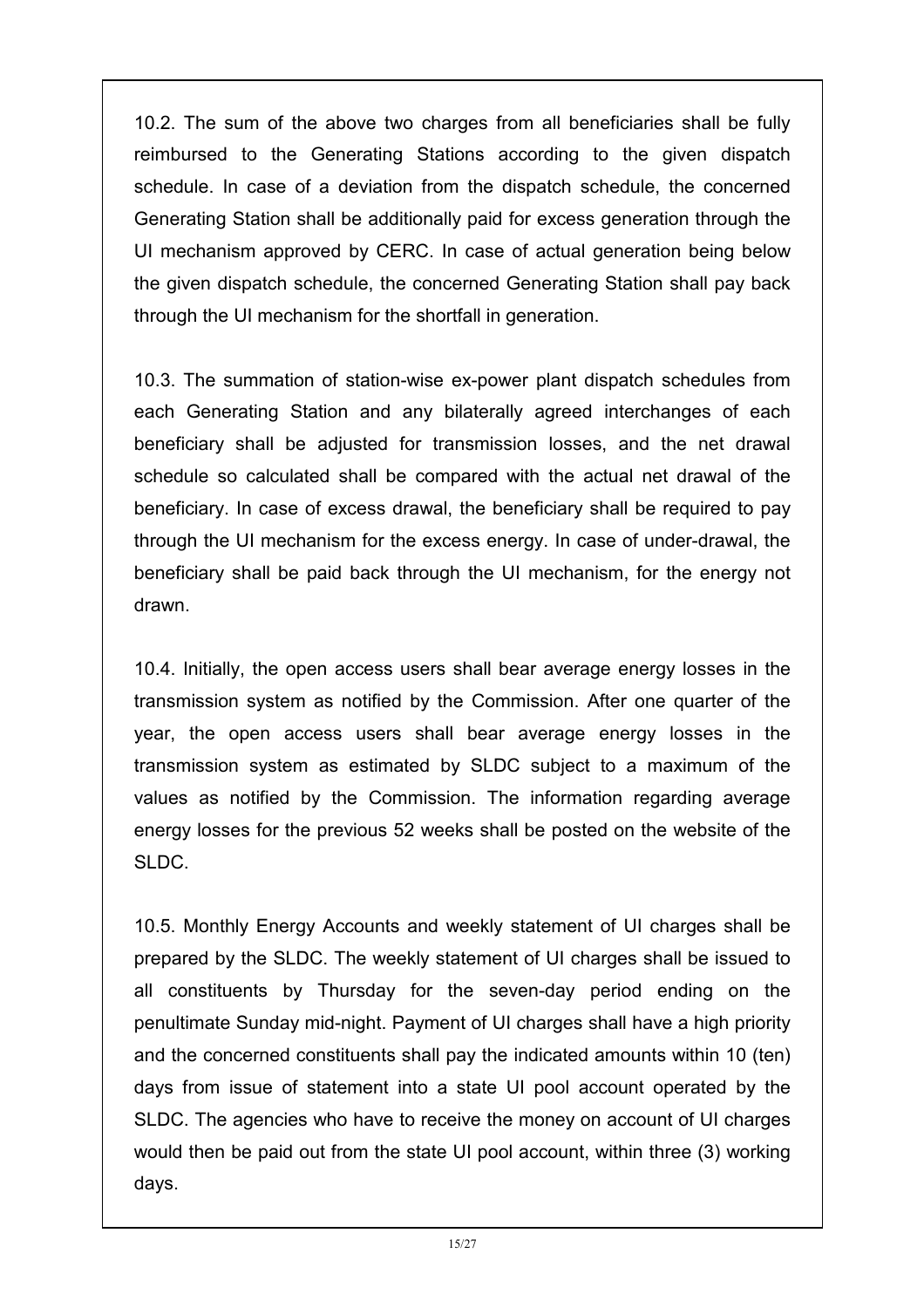10.2. The sum of the above two charges from all beneficiaries shall be fully reimbursed to the Generating Stations according to the given dispatch schedule. In case of a deviation from the dispatch schedule, the concerned Generating Station shall be additionally paid for excess generation through the UI mechanism approved by CERC. In case of actual generation being below the given dispatch schedule, the concerned Generating Station shall pay back through the UI mechanism for the shortfall in generation.

10.3. The summation of station-wise ex-power plant dispatch schedules from each Generating Station and any bilaterally agreed interchanges of each beneficiary shall be adjusted for transmission losses, and the net drawal schedule so calculated shall be compared with the actual net drawal of the beneficiary. In case of excess drawal, the beneficiary shall be required to pay through the UI mechanism for the excess energy. In case of under-drawal, the beneficiary shall be paid back through the UI mechanism, for the energy not drawn.

10.4. Initially, the open access users shall bear average energy losses in the transmission system as notified by the Commission. After one quarter of the year, the open access users shall bear average energy losses in the transmission system as estimated by SLDC subject to a maximum of the values as notified by the Commission. The information regarding average energy losses for the previous 52 weeks shall be posted on the website of the SLDC.

10.5. Monthly Energy Accounts and weekly statement of UI charges shall be prepared by the SLDC. The weekly statement of UI charges shall be issued to all constituents by Thursday for the seven-day period ending on the penultimate Sunday mid-night. Payment of UI charges shall have a high priority and the concerned constituents shall pay the indicated amounts within 10 (ten) days from issue of statement into a state UI pool account operated by the SLDC. The agencies who have to receive the money on account of UI charges would then be paid out from the state UI pool account, within three (3) working days.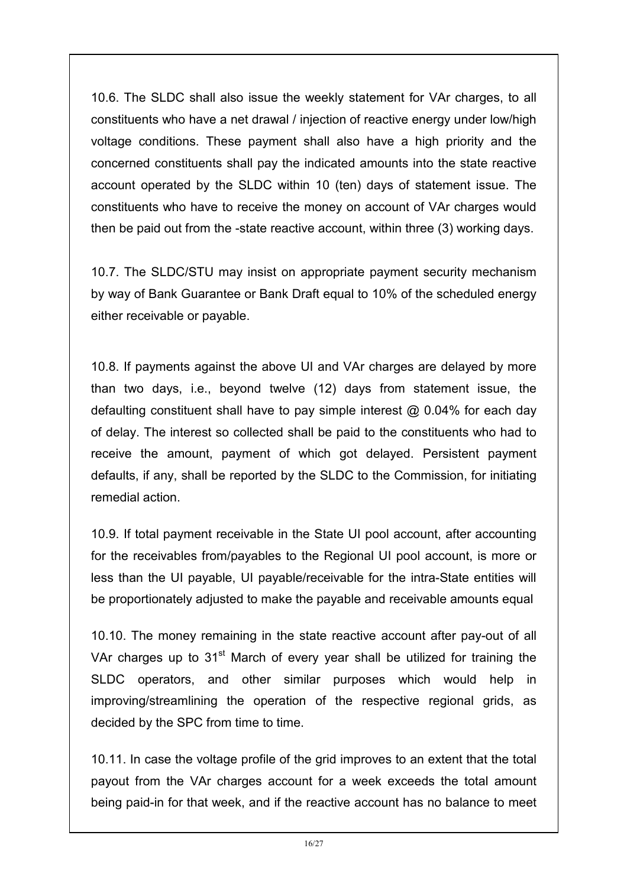10.6. The SLDC shall also issue the weekly statement for VAr charges, to all constituents who have a net drawal / injection of reactive energy under low/high voltage conditions. These payment shall also have a high priority and the concerned constituents shall pay the indicated amounts into the state reactive account operated by the SLDC within 10 (ten) days of statement issue. The constituents who have to receive the money on account of VAr charges would then be paid out from the -state reactive account, within three (3) working days.

10.7. The SLDC/STU may insist on appropriate payment security mechanism by way of Bank Guarantee or Bank Draft equal to 10% of the scheduled energy either receivable or payable.

10.8. If payments against the above UI and VAr charges are delayed by more than two days, i.e., beyond twelve (12) days from statement issue, the defaulting constituent shall have to pay simple interest @ 0.04% for each day of delay. The interest so collected shall be paid to the constituents who had to receive the amount, payment of which got delayed. Persistent payment defaults, if any, shall be reported by the SLDC to the Commission, for initiating remedial action.

10.9. If total payment receivable in the State UI pool account, after accounting for the receivables from/payables to the Regional UI pool account, is more or less than the UI payable, UI payable/receivable for the intra-State entities will be proportionately adjusted to make the payable and receivable amounts equal

10.10. The money remaining in the state reactive account after pay-out of all VAr charges up to 31st March of every year shall be utilized for training the SLDC operators, and other similar purposes which would help in improving/streamlining the operation of the respective regional grids, as decided by the SPC from time to time.

10.11. In case the voltage profile of the grid improves to an extent that the total payout from the VAr charges account for a week exceeds the total amount being paid-in for that week, and if the reactive account has no balance to meet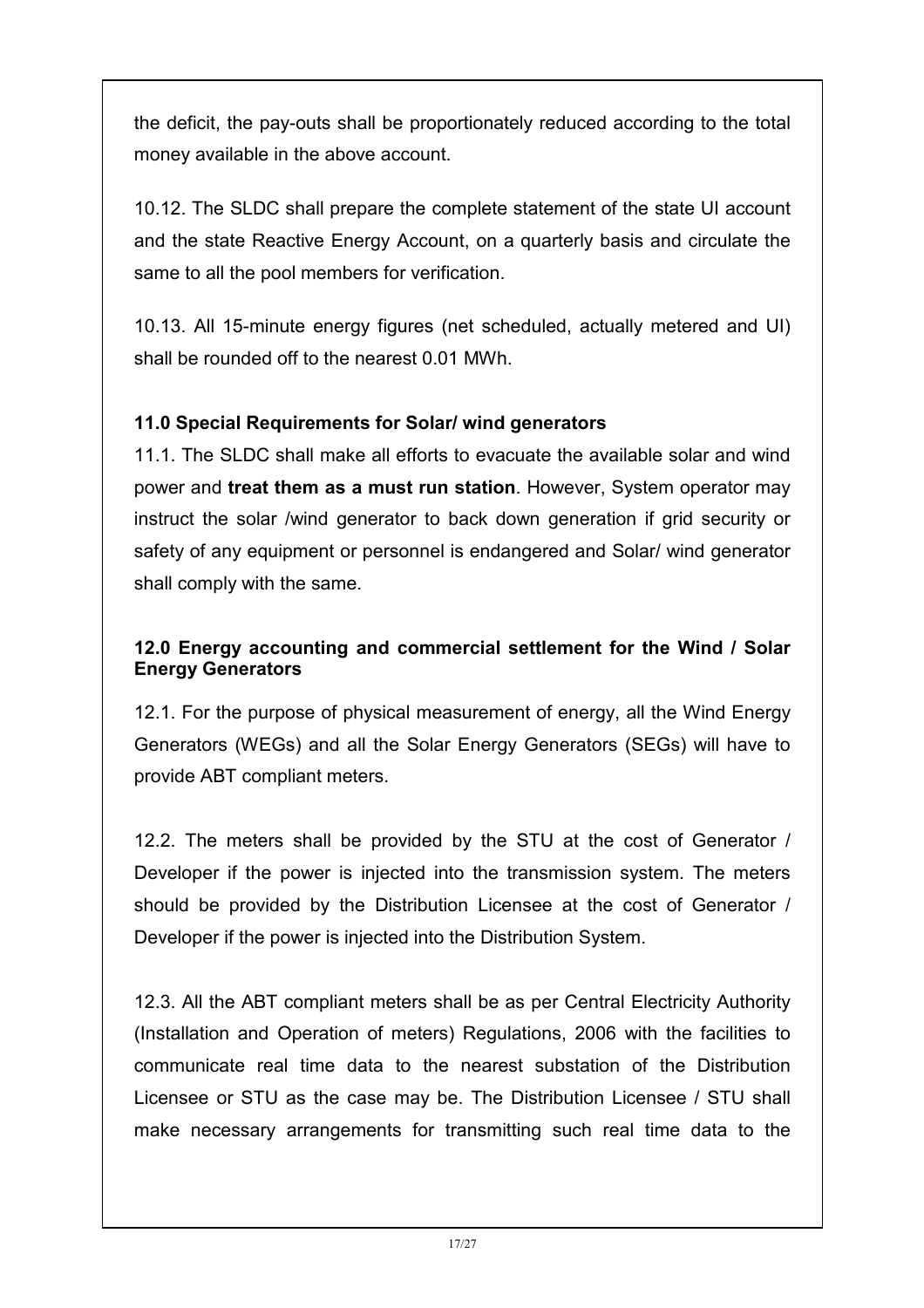the deficit, the pay-outs shall be proportionately reduced according to the total money available in the above account.

10.12. The SLDC shall prepare the complete statement of the state UI account and the state Reactive Energy Account, on a quarterly basis and circulate the same to all the pool members for verification.

10.13. All 15-minute energy figures (net scheduled, actually metered and UI) shall be rounded off to the nearest 0.01 MWh.

**11.0 Special Requirements for Solar/ wind generators**

11.1. The SLDC shall make all efforts to evacuate the available solar and wind power and **treat them as a must run station**. However, System operator may instruct the solar /wind generator to back down generation if grid security or safety of any equipment or personnel is endangered and Solar/ wind generator shall comply with the same.

**12.0 Energy accounting and commercial settlement for the Wind / Solar Energy Generators**

12.1. For the purpose of physical measurement of energy, all the Wind Energy Generators (WEGs) and all the Solar Energy Generators (SEGs) will have to provide ABT compliant meters.

12.2. The meters shall be provided by the STU at the cost of Generator / Developer if the power is injected into the transmission system. The meters should be provided by the Distribution Licensee at the cost of Generator / Developer if the power is injected into the Distribution System.

12.3. All the ABT compliant meters shall be as per Central Electricity Authority (Installation and Operation of meters) Regulations, 2006 with the facilities to communicate real time data to the nearest substation of the Distribution Licensee or STU as the case may be. The Distribution Licensee / STU shall make necessary arrangements for transmitting such real time data to the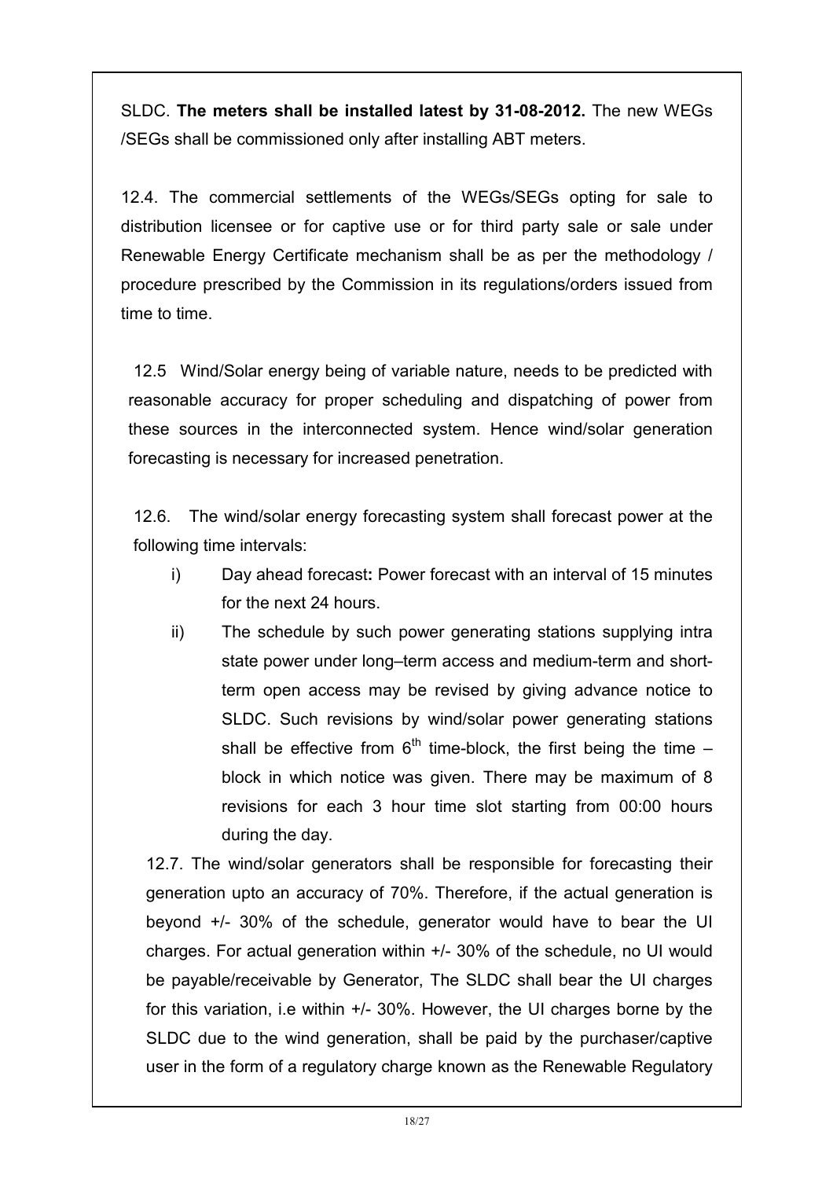SLDC. **The meters shall be installed latest by 31-08-2012.** The new WEGs /SEGs shall be commissioned only after installing ABT meters.

12.4. The commercial settlements of the WEGs/SEGs opting for sale to distribution licensee or for captive use or for third party sale or sale under Renewable Energy Certificate mechanism shall be as per the methodology / procedure prescribed by the Commission in its regulations/orders issued from time to time.

12.5 Wind/Solar energy being of variable nature, needs to be predicted with reasonable accuracy for proper scheduling and dispatching of power from these sources in the interconnected system. Hence wind/solar generation forecasting is necessary for increased penetration.

12.6. The wind/solar energy forecasting system shall forecast power at the following time intervals:

i) Day ahead forecast**:** Power forecast with an interval of 15 minutes for the next 24 hours.

ii) The schedule by such power generating stations supplying intra state power under long–term access and medium-term and short-term open access may be revised by giving advance notice to SLDC. Such revisions by wind/solar power generating stations shall be effective from 6th time-block, the first being the time – block in which notice was given. There may be maximum of 8 revisions for each 3 hour time slot starting from 00:00 hours during the day.

12.7. The wind/solar generators shall be responsible for forecasting their generation upto an accuracy of 70%. Therefore, if the actual generation is beyond +/- 30% of the schedule, generator would have to bear the UI charges. For actual generation within +/- 30% of the schedule, no UI would be payable/receivable by Generator, The SLDC shall bear the UI charges for this variation, i.e within +/- 30%. However, the UI charges borne by the SLDC due to the wind generation, shall be paid by the purchaser/captive user in the form of a regulatory charge known as the Renewable Regulatory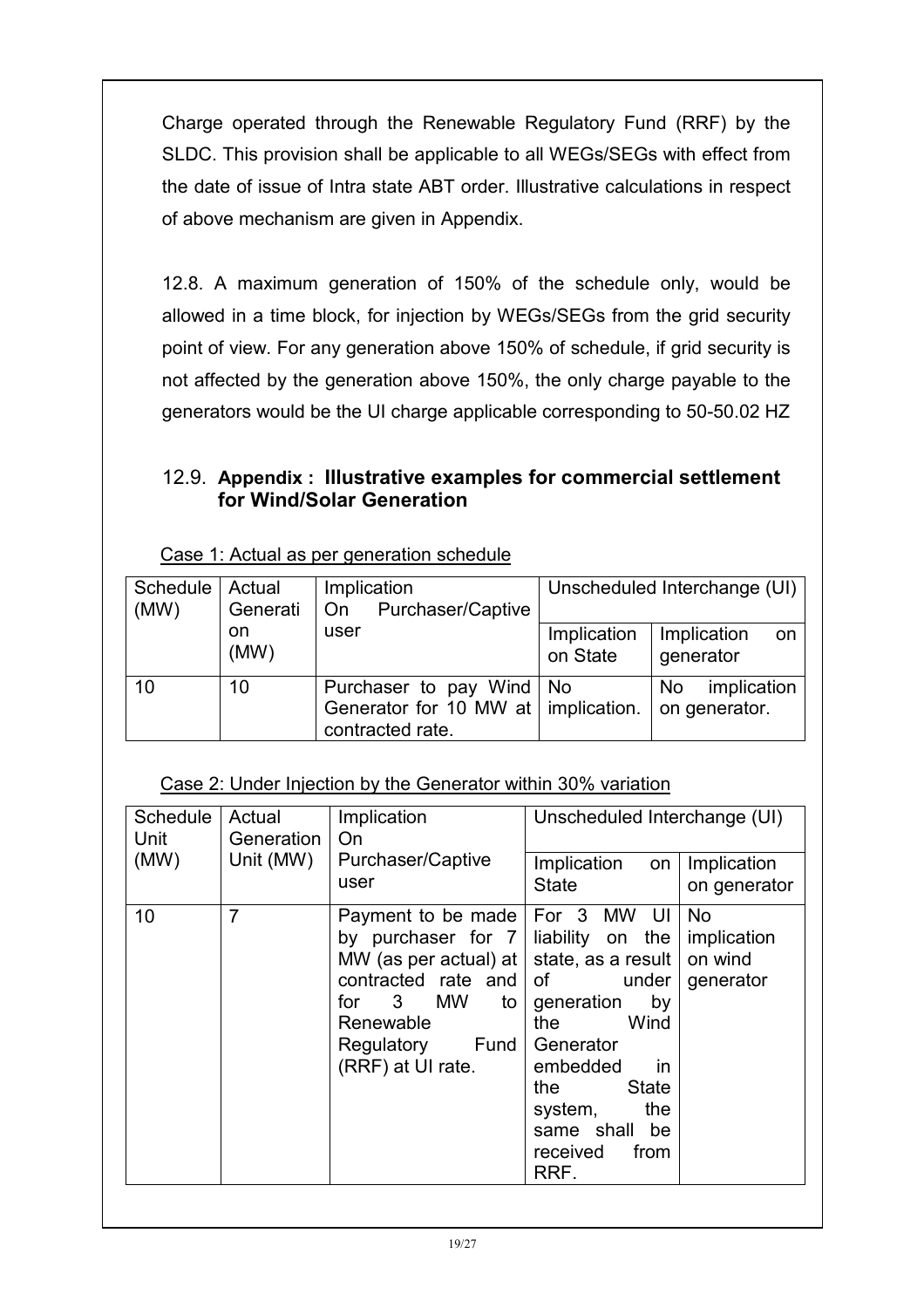Charge operated through the Renewable Regulatory Fund (RRF) by the SLDC. This provision shall be applicable to all WEGs/SEGs with effect from the date of issue of Intra state ABT order. Illustrative calculations in respect of above mechanism are given in Appendix.

12.8. A maximum generation of 150% of the schedule only, would be allowed in a time block, for injection by WEGs/SEGs from the grid security point of view. For any generation above 150% of schedule, if grid security is not affected by the generation above 150%, the only charge payable to the generators would be the UI charge applicable corresponding to 50-50.02 HZ

### 12.9. **Appendix : Illustrative examples for commercial settlement for Wind/Solar Generation**

Case 1: Actual as per generation schedule

| Schedule (MW) | Actual Generation (MW) | Implication On Purchaser/Captive user | Unscheduled Interchange (UI) | |
|---|---|---|---|---|
| | | | Implication on State | Implication on generator |
| 10 | 10 | Purchaser to pay Wind Generator for 10 MW at contracted rate. | No implication. | No implication on generator. |

Case 2: Under Injection by the Generator within 30% variation

| Schedule Unit (MW) | Actual Generation Unit (MW) | Implication On Purchaser/Captive user | Unscheduled Interchange (UI) | |
|---|---|---|---|---|
| | | | Implication on State | Implication on generator |
| 10 | 7 | Payment to be made by purchaser for 7 MW (as per actual) at contracted rate and for 3 MW to Renewable Regulatory Fund (RRF) at UI rate. | For 3 MW UI liability on the state, as a result of under generation by the Wind Generator embedded in the State system, the same shall be received from RRF. | No implication on wind generator |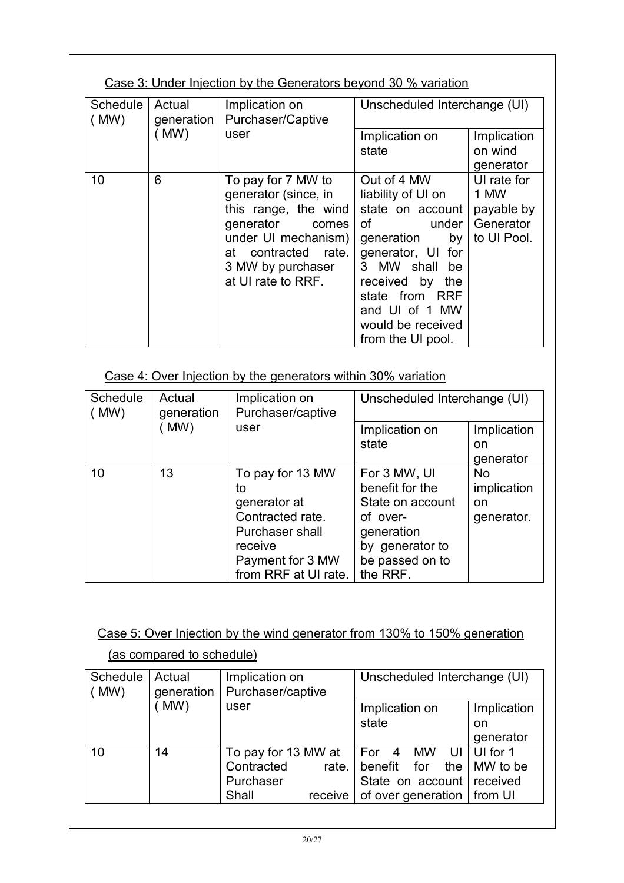Case 3: Under Injection by the Generators beyond 30 % variation

| Schedule ( MW) | Actual generation ( MW) | Implication on Purchaser/Captive user | Unscheduled Interchange (UI) | |
|---|---|---|---|---|
| | | | Implication on state | Implication on wind generator |
| 10 | 6 | To pay for 7 MW to generator (since, in this range, the wind generator comes under UI mechanism) at contracted rate. 3 MW by purchaser at UI rate to RRF. | Out of 4 MW liability of UI on state on account of under generation by generator, UI for 3 MW shall be received by the state from RRF and UI of 1 MW would be received from the UI pool. | UI rate for 1 MW payable by Generator to UI Pool. |

Case 4: Over Injection by the generators within 30% variation

| Schedule ( MW) | Actual generation ( MW) | Implication on Purchaser/captive user | Unscheduled Interchange (UI) | |
|---|---|---|---|---|
| | | | Implication on state | Implication on generator |
| 10 | 13 | To pay for 13 MW to generator at Contracted rate. Purchaser shall receive Payment for 3 MW from RRF at UI rate. | For 3 MW, UI benefit for the State on account of over-generation by generator to be passed on to the RRF. | No implication on generator. |

Case 5: Over Injection by the wind generator from 130% to 150% generation (as compared to schedule)

| Schedule ( MW) | Actual generation ( MW) | Implication on Purchaser/captive user | Unscheduled Interchange (UI) | |
|---|---|---|---|---|
| | | | Implication on state | Implication on generator |
| 10 | 14 | To pay for 13 MW at Contracted rate. Purchaser Shall receive | For 4 MW UI benefit for the State on account of over generation | UI for 1 MW to be received from UI |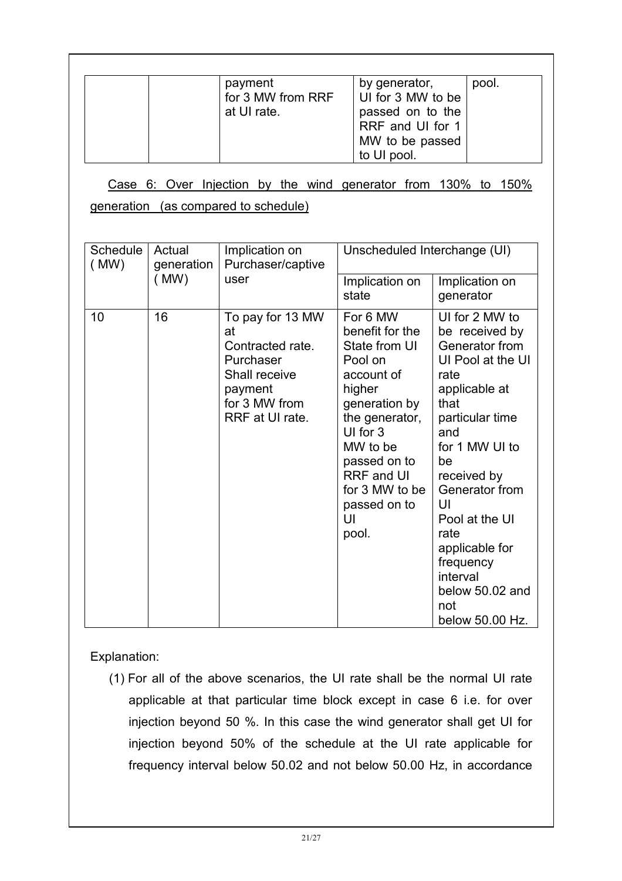| | | payment for 3 MW from RRF at UI rate. | by generator, UI for 3 MW to be passed on to the RRF and UI for 1 MW to be passed to UI pool. | pool. |
|---|---|---|---|---|

Case 6: Over Injection by the wind generator from 130% to 150% generation (as compared to schedule)

| Schedule ( MW) | Actual generation ( MW) | Implication on Purchaser/captive user | Unscheduled Interchange (UI) | |
|---|---|---|---|---|
| | | | Implication on state | Implication on generator |
| 10 | 16 | To pay for 13 MW at Contracted rate. Purchaser Shall receive payment for 3 MW from RRF at UI rate. | For 6 MW benefit for the State from UI Pool on account of higher generation by the generator, UI for 3 MW to be passed on to RRF and UI for 3 MW to be passed on to UI pool. | UI for 2 MW to be received by Generator from UI Pool at the UI rate applicable at that particular time and for 1 MW UI to be received by Generator from UI Pool at the UI rate applicable for frequency interval below 50.02 and not below 50.00 Hz. |

Explanation:

(1) For all of the above scenarios, the UI rate shall be the normal UI rate applicable at that particular time block except in case 6 i.e. for over injection beyond 50 %. In this case the wind generator shall get UI for injection beyond 50% of the schedule at the UI rate applicable for frequency interval below 50.02 and not below 50.00 Hz, in accordance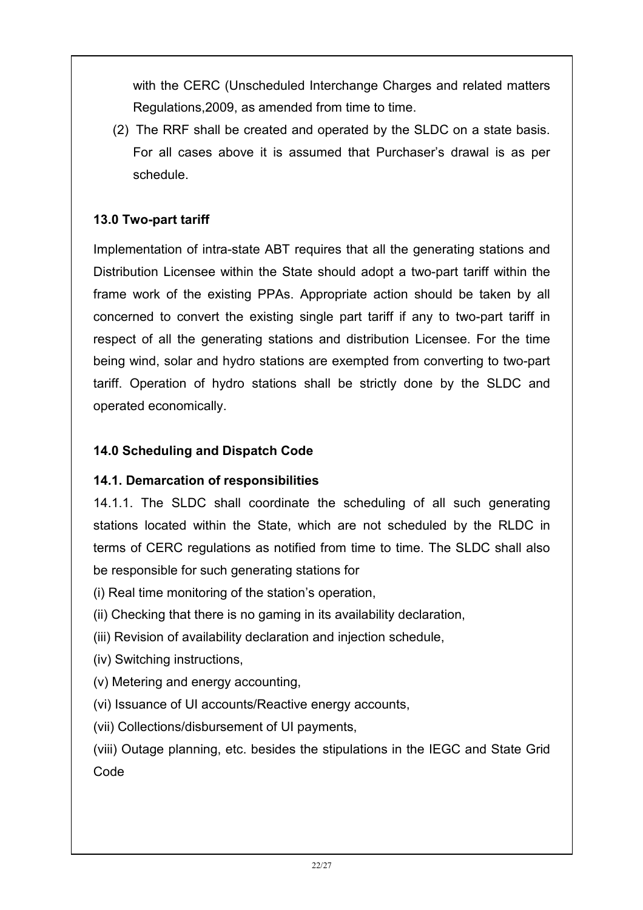with the CERC (Unscheduled Interchange Charges and related matters Regulations,2009, as amended from time to time.

(2) The RRF shall be created and operated by the SLDC on a state basis. For all cases above it is assumed that Purchaser's drawal is as per schedule.

**13.0 Two-part tariff**

Implementation of intra-state ABT requires that all the generating stations and Distribution Licensee within the State should adopt a two-part tariff within the frame work of the existing PPAs. Appropriate action should be taken by all concerned to convert the existing single part tariff if any to two-part tariff in respect of all the generating stations and distribution Licensee. For the time being wind, solar and hydro stations are exempted from converting to two-part tariff. Operation of hydro stations shall be strictly done by the SLDC and operated economically.

**14.0 Scheduling and Dispatch Code**

**14.1. Demarcation of responsibilities**

14.1.1. The SLDC shall coordinate the scheduling of all such generating stations located within the State, which are not scheduled by the RLDC in terms of CERC regulations as notified from time to time. The SLDC shall also be responsible for such generating stations for

(i) Real time monitoring of the station's operation,

(ii) Checking that there is no gaming in its availability declaration,

(iii) Revision of availability declaration and injection schedule,

(iv) Switching instructions,

(v) Metering and energy accounting,

(vi) Issuance of UI accounts/Reactive energy accounts,

(vii) Collections/disbursement of UI payments,

(viii) Outage planning, etc. besides the stipulations in the IEGC and State Grid Code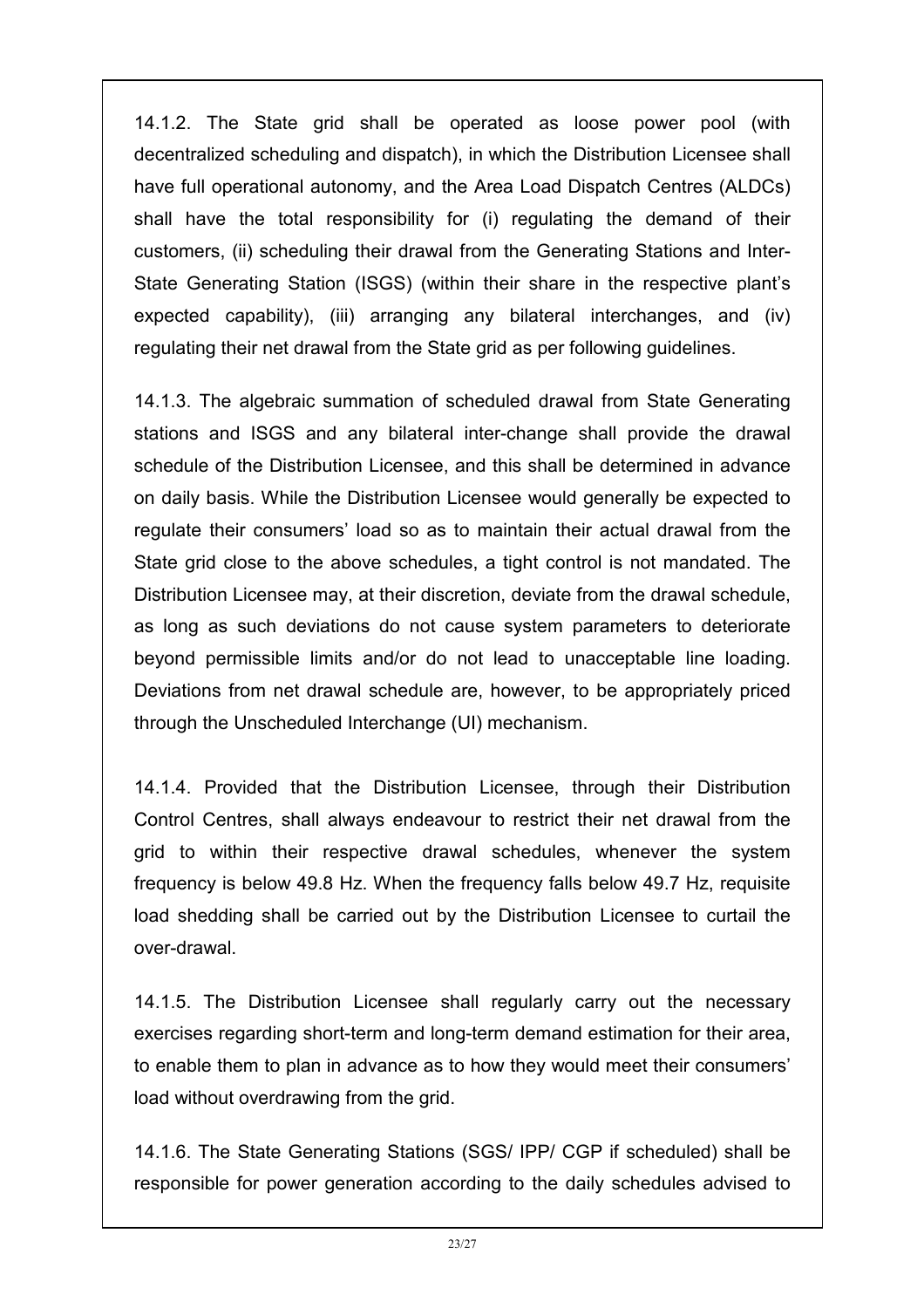14.1.2. The State grid shall be operated as loose power pool (with decentralized scheduling and dispatch), in which the Distribution Licensee shall have full operational autonomy, and the Area Load Dispatch Centres (ALDCs) shall have the total responsibility for (i) regulating the demand of their customers, (ii) scheduling their drawal from the Generating Stations and Inter-State Generating Station (ISGS) (within their share in the respective plant's expected capability), (iii) arranging any bilateral interchanges, and (iv) regulating their net drawal from the State grid as per following guidelines.

14.1.3. The algebraic summation of scheduled drawal from State Generating stations and ISGS and any bilateral inter-change shall provide the drawal schedule of the Distribution Licensee, and this shall be determined in advance on daily basis. While the Distribution Licensee would generally be expected to regulate their consumers' load so as to maintain their actual drawal from the State grid close to the above schedules, a tight control is not mandated. The Distribution Licensee may, at their discretion, deviate from the drawal schedule, as long as such deviations do not cause system parameters to deteriorate beyond permissible limits and/or do not lead to unacceptable line loading. Deviations from net drawal schedule are, however, to be appropriately priced through the Unscheduled Interchange (UI) mechanism.

14.1.4. Provided that the Distribution Licensee, through their Distribution Control Centres, shall always endeavour to restrict their net drawal from the grid to within their respective drawal schedules, whenever the system frequency is below 49.8 Hz. When the frequency falls below 49.7 Hz, requisite load shedding shall be carried out by the Distribution Licensee to curtail the over-drawal.

14.1.5. The Distribution Licensee shall regularly carry out the necessary exercises regarding short-term and long-term demand estimation for their area, to enable them to plan in advance as to how they would meet their consumers' load without overdrawing from the grid.

14.1.6. The State Generating Stations (SGS/ IPP/ CGP if scheduled) shall be responsible for power generation according to the daily schedules advised to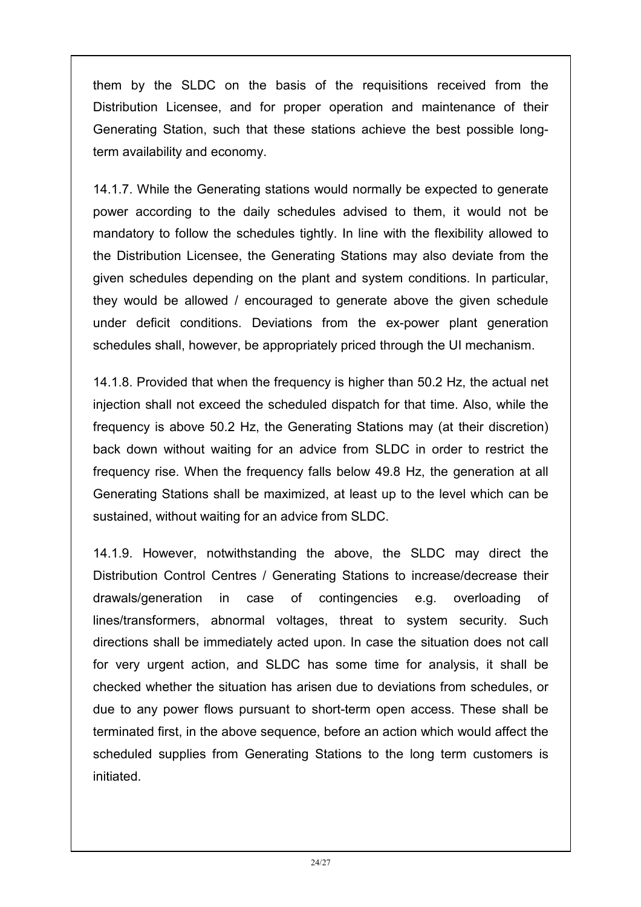them by the SLDC on the basis of the requisitions received from the Distribution Licensee, and for proper operation and maintenance of their Generating Station, such that these stations achieve the best possible long-term availability and economy.

14.1.7. While the Generating stations would normally be expected to generate power according to the daily schedules advised to them, it would not be mandatory to follow the schedules tightly. In line with the flexibility allowed to the Distribution Licensee, the Generating Stations may also deviate from the given schedules depending on the plant and system conditions. In particular, they would be allowed / encouraged to generate above the given schedule under deficit conditions. Deviations from the ex-power plant generation schedules shall, however, be appropriately priced through the UI mechanism.

14.1.8. Provided that when the frequency is higher than 50.2 Hz, the actual net injection shall not exceed the scheduled dispatch for that time. Also, while the frequency is above 50.2 Hz, the Generating Stations may (at their discretion) back down without waiting for an advice from SLDC in order to restrict the frequency rise. When the frequency falls below 49.8 Hz, the generation at all Generating Stations shall be maximized, at least up to the level which can be sustained, without waiting for an advice from SLDC.

14.1.9. However, notwithstanding the above, the SLDC may direct the Distribution Control Centres / Generating Stations to increase/decrease their drawals/generation in case of contingencies e.g. overloading of lines/transformers, abnormal voltages, threat to system security. Such directions shall be immediately acted upon. In case the situation does not call for very urgent action, and SLDC has some time for analysis, it shall be checked whether the situation has arisen due to deviations from schedules, or due to any power flows pursuant to short-term open access. These shall be terminated first, in the above sequence, before an action which would affect the scheduled supplies from Generating Stations to the long term customers is initiated.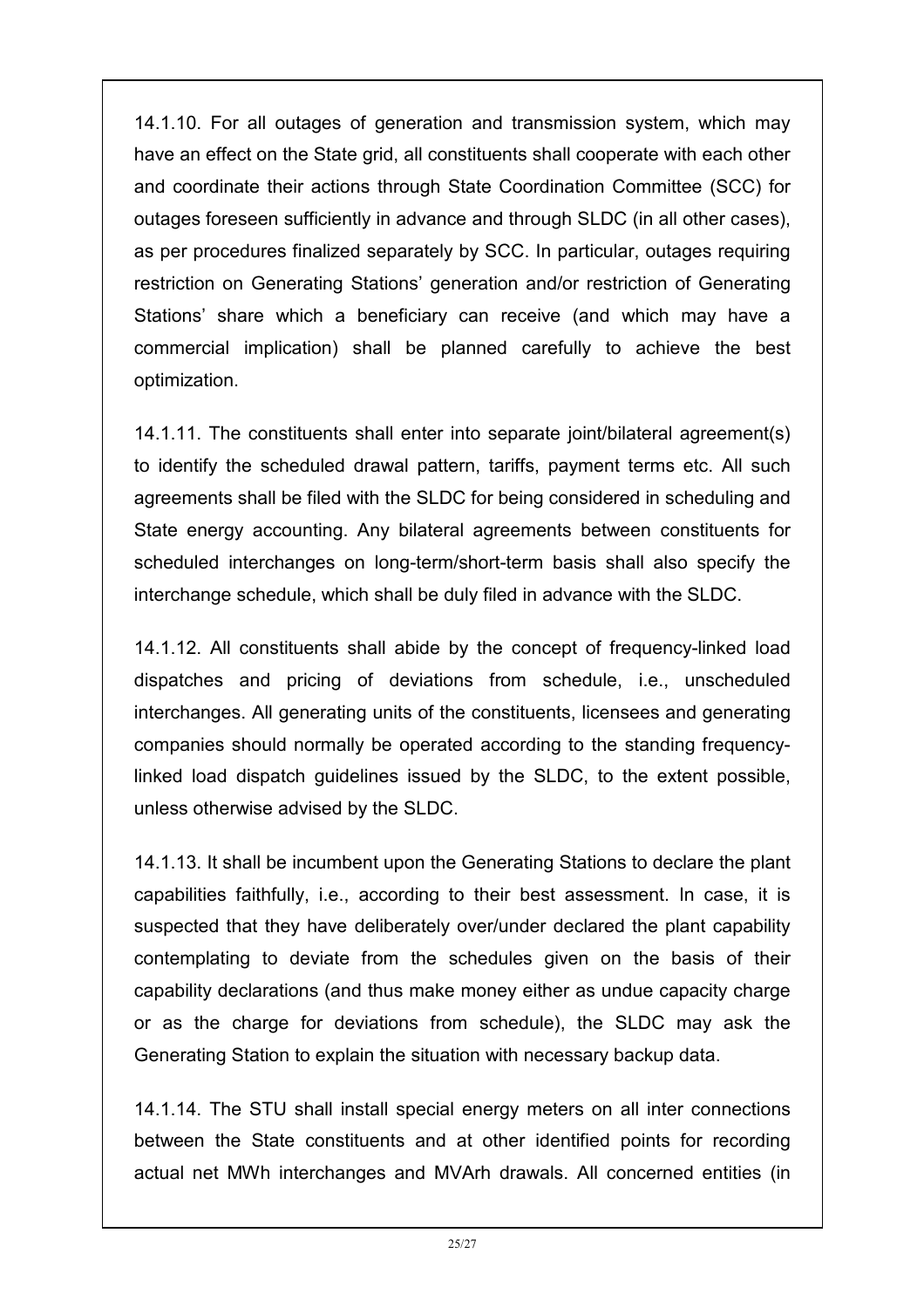14.1.10. For all outages of generation and transmission system, which may have an effect on the State grid, all constituents shall cooperate with each other and coordinate their actions through State Coordination Committee (SCC) for outages foreseen sufficiently in advance and through SLDC (in all other cases), as per procedures finalized separately by SCC. In particular, outages requiring restriction on Generating Stations' generation and/or restriction of Generating Stations' share which a beneficiary can receive (and which may have a commercial implication) shall be planned carefully to achieve the best optimization.

14.1.11. The constituents shall enter into separate joint/bilateral agreement(s) to identify the scheduled drawal pattern, tariffs, payment terms etc. All such agreements shall be filed with the SLDC for being considered in scheduling and State energy accounting. Any bilateral agreements between constituents for scheduled interchanges on long-term/short-term basis shall also specify the interchange schedule, which shall be duly filed in advance with the SLDC.

14.1.12. All constituents shall abide by the concept of frequency-linked load dispatches and pricing of deviations from schedule, i.e., unscheduled interchanges. All generating units of the constituents, licensees and generating companies should normally be operated according to the standing frequency-linked load dispatch guidelines issued by the SLDC, to the extent possible, unless otherwise advised by the SLDC.

14.1.13. It shall be incumbent upon the Generating Stations to declare the plant capabilities faithfully, i.e., according to their best assessment. In case, it is suspected that they have deliberately over/under declared the plant capability contemplating to deviate from the schedules given on the basis of their capability declarations (and thus make money either as undue capacity charge or as the charge for deviations from schedule), the SLDC may ask the Generating Station to explain the situation with necessary backup data.

14.1.14. The STU shall install special energy meters on all inter connections between the State constituents and at other identified points for recording actual net MWh interchanges and MVArh drawals. All concerned entities (in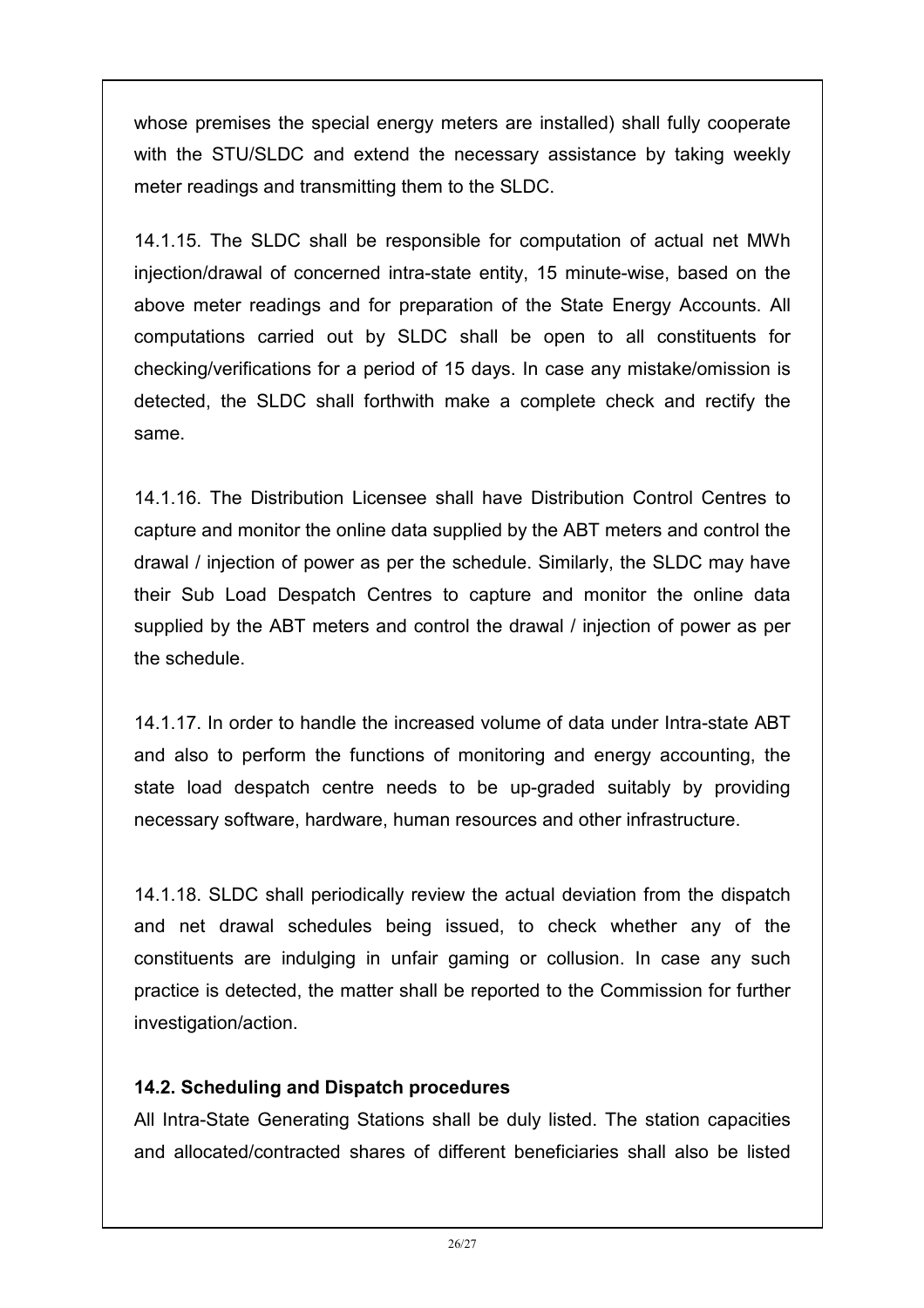whose premises the special energy meters are installed) shall fully cooperate with the STU/SLDC and extend the necessary assistance by taking weekly meter readings and transmitting them to the SLDC.

14.1.15. The SLDC shall be responsible for computation of actual net MWh injection/drawal of concerned intra-state entity, 15 minute-wise, based on the above meter readings and for preparation of the State Energy Accounts. All computations carried out by SLDC shall be open to all constituents for checking/verifications for a period of 15 days. In case any mistake/omission is detected, the SLDC shall forthwith make a complete check and rectify the same.

14.1.16. The Distribution Licensee shall have Distribution Control Centres to capture and monitor the online data supplied by the ABT meters and control the drawal / injection of power as per the schedule. Similarly, the SLDC may have their Sub Load Despatch Centres to capture and monitor the online data supplied by the ABT meters and control the drawal / injection of power as per the schedule.

14.1.17. In order to handle the increased volume of data under Intra-state ABT and also to perform the functions of monitoring and energy accounting, the state load despatch centre needs to be up-graded suitably by providing necessary software, hardware, human resources and other infrastructure.

14.1.18. SLDC shall periodically review the actual deviation from the dispatch and net drawal schedules being issued, to check whether any of the constituents are indulging in unfair gaming or collusion. In case any such practice is detected, the matter shall be reported to the Commission for further investigation/action.

**14.2. Scheduling and Dispatch procedures**

All Intra-State Generating Stations shall be duly listed. The station capacities and allocated/contracted shares of different beneficiaries shall also be listed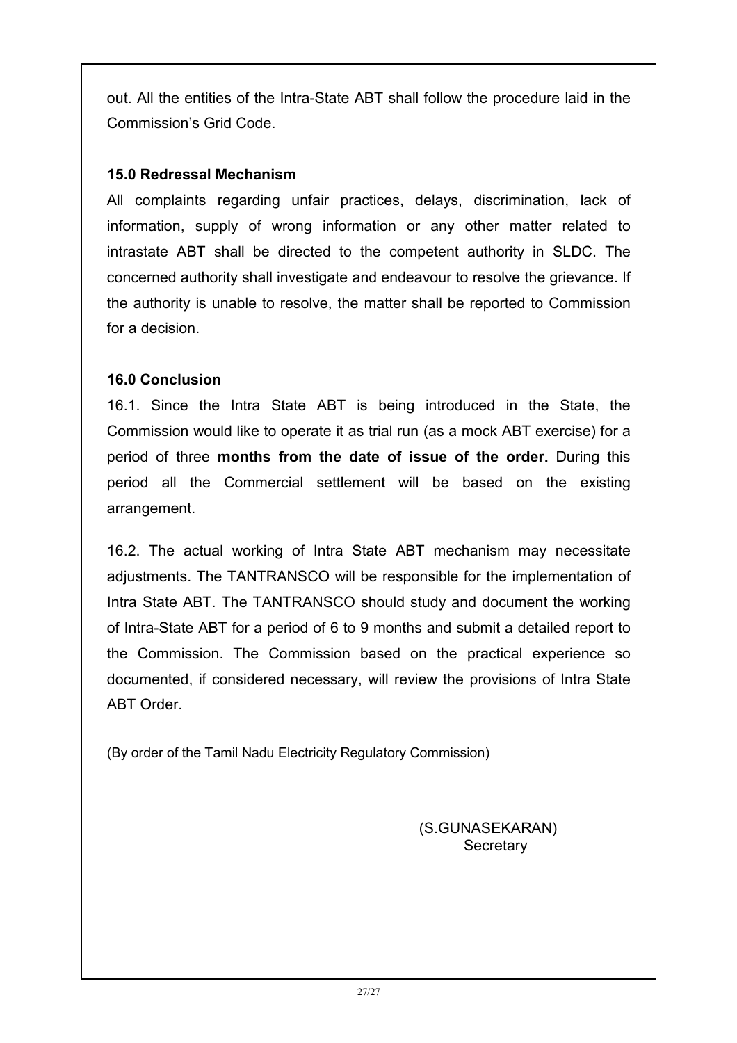out. All the entities of the Intra-State ABT shall follow the procedure laid in the Commission's Grid Code.

### 15.0 Redressal Mechanism

All complaints regarding unfair practices, delays, discrimination, lack of information, supply of wrong information or any other matter related to intrastate ABT shall be directed to the competent authority in SLDC. The concerned authority shall investigate and endeavour to resolve the grievance. If the authority is unable to resolve, the matter shall be reported to Commission for a decision.

### 16.0 Conclusion

16.1. Since the Intra State ABT is being introduced in the State, the Commission would like to operate it as trial run (as a mock ABT exercise) for a period of three **months from the date of issue of the order.** During this period all the Commercial settlement will be based on the existing arrangement.

16.2. The actual working of Intra State ABT mechanism may necessitate adjustments. The TANTRANSCO will be responsible for the implementation of Intra State ABT. The TANTRANSCO should study and document the working of Intra-State ABT for a period of 6 to 9 months and submit a detailed report to the Commission. The Commission based on the practical experience so documented, if considered necessary, will review the provisions of Intra State ABT Order.

(By order of the Tamil Nadu Electricity Regulatory Commission)

(S.GUNASEKARAN)
Secretary